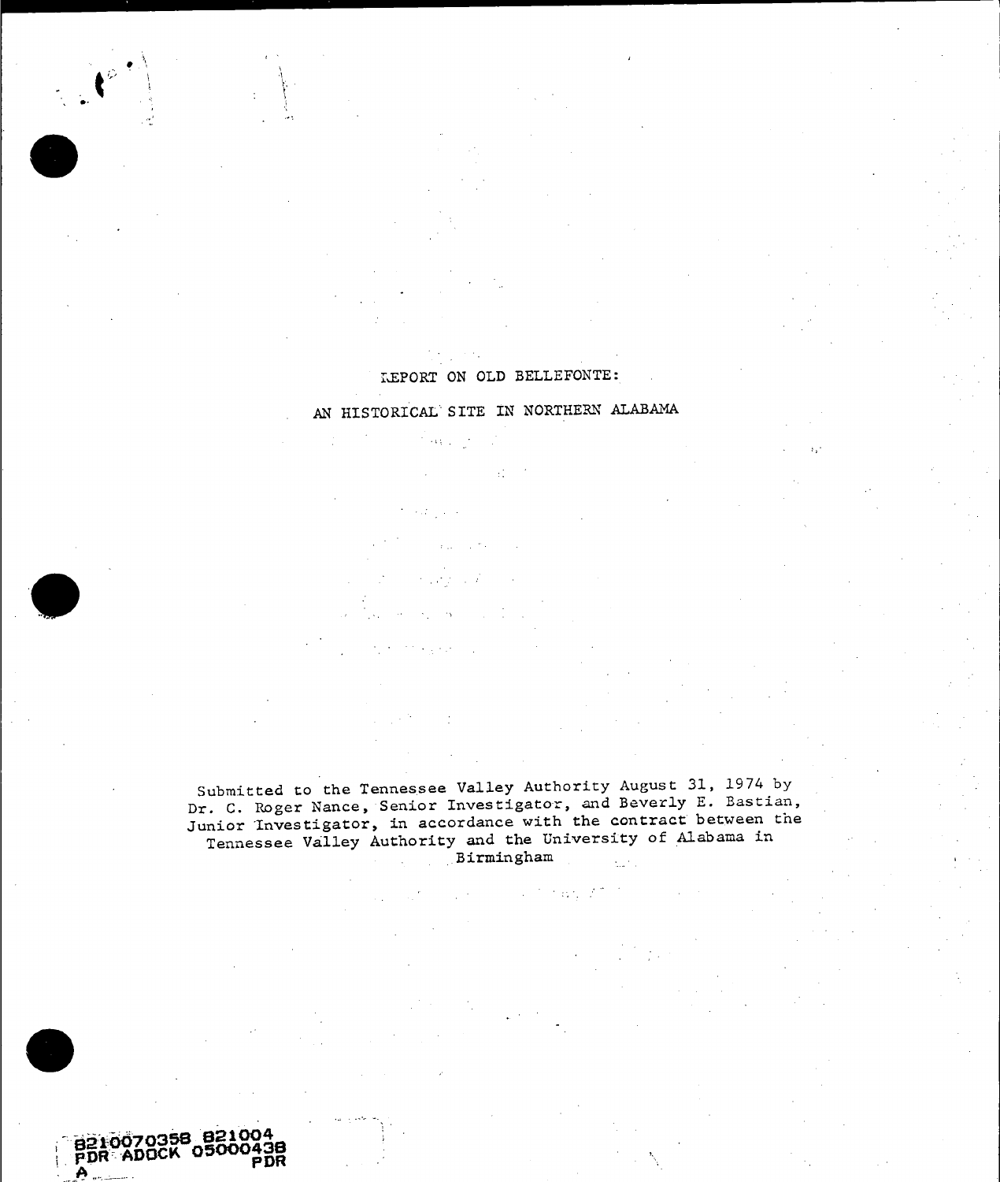# REPORT ON OLD BELLEFONTE:

# AN HISTORICAL SITE IN NORTHERN ALABAMA

Submitted to the Tennessee Valley Authority August 31, 1974 by Dr. C. Roger Nance, Senior Investigator, and Beverly E. Bastian, Junior Investigator, in accordance with the contract between the Tennessee Valley Authority and the University of Alabama in Birmingham

8210070358 821004
PDR ADOCK 05000438
A PDR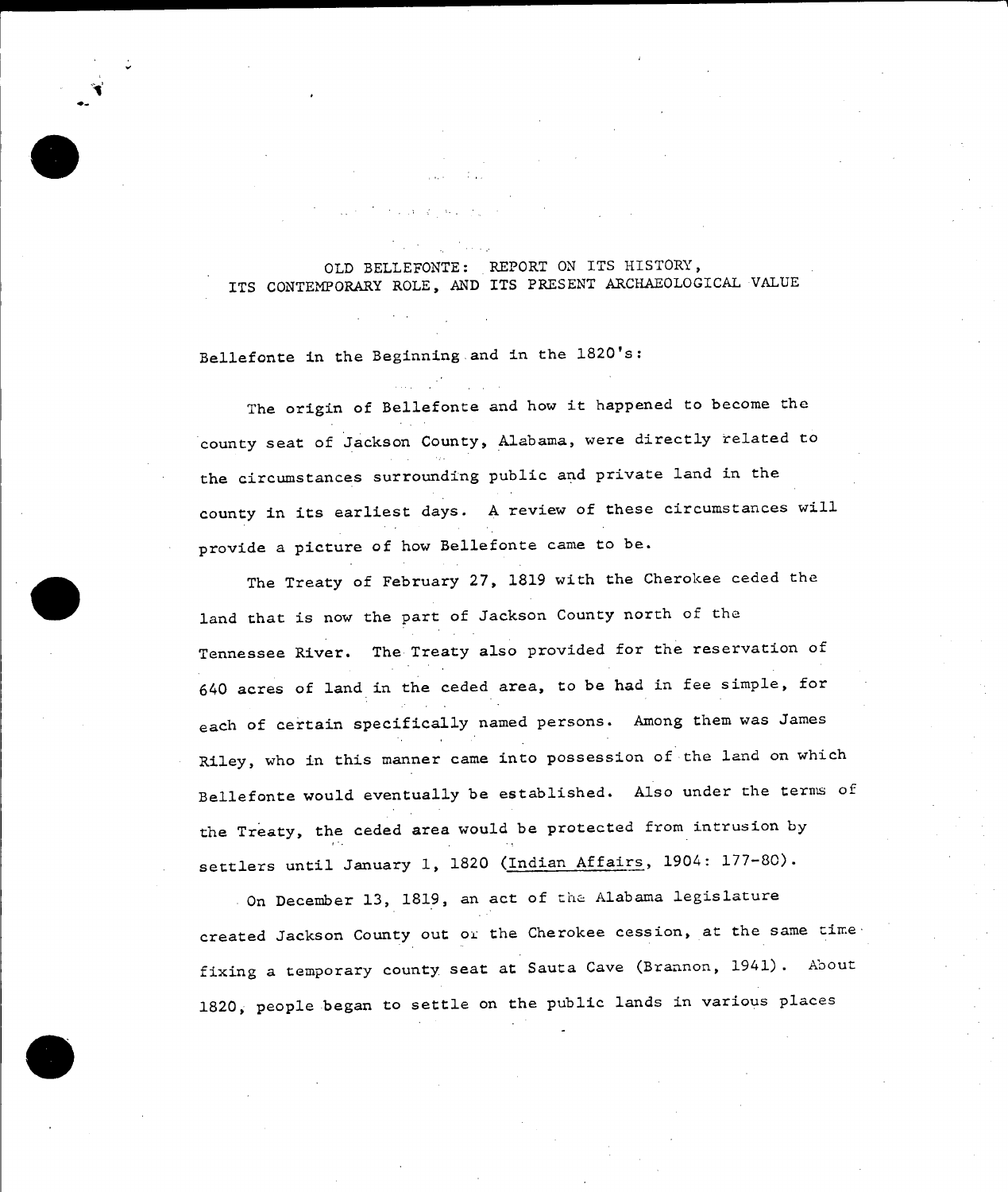# OLD BELLEFONTE: REPORT ON ITS HISTORY, ITS CONTEMPORARY ROLE, AND ITS PRESENT ARCHAEOLOGICAL VALUE

## Bellefonte in the Beginning and in the 1820's:

The origin of Bellefonte and how it happened to become the county seat of Jackson County, Alabama, were directly related to the circumstances surrounding public and private land in the county in its earliest days. A review of these circumstances will provide a picture of how Bellefonte came to be.

The Treaty of February 27, 1819 with the Cherokee ceded the land that is now the part of Jackson County north of the Tennessee River. The Treaty also provided for the reservation of 640 acres of land in the ceded area, to be had in fee simple, for each of certain specifically named persons. Among them was James Riley, who in this manner came into possession of the land on which Bellefonte would eventually be established. Also under the terms of the Treaty, the ceded area would be protected from intrusion by settlers until January 1, 1820 (Indian Affairs, 1904: 177-80).

On December 13, 1819, an act of the Alabama legislature created Jackson County out of the Cherokee cession, at the same time fixing a temporary county seat at Sauta Cave (Brannon, 1941). About 1820, people began to settle on the public lands in various places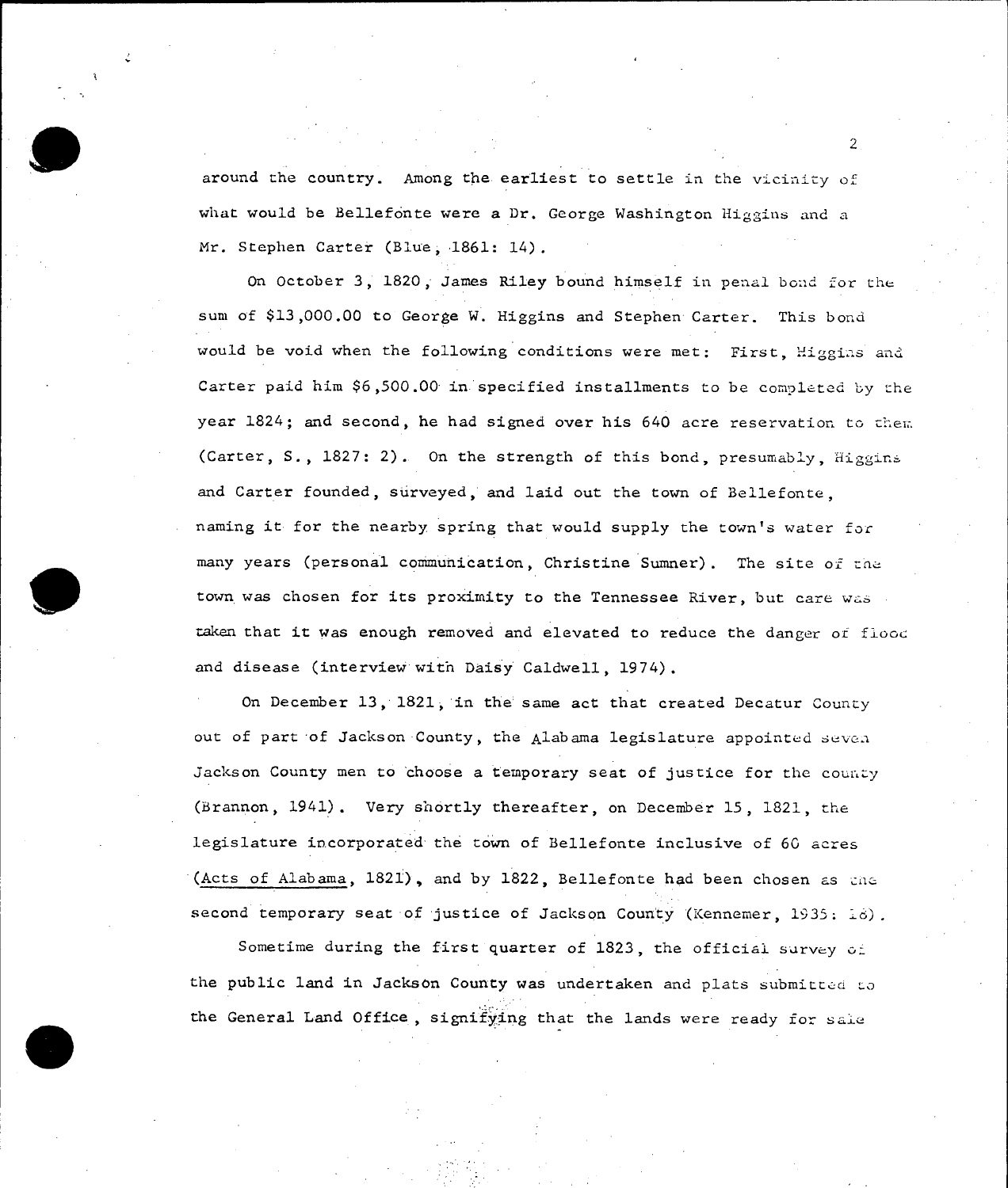around the country. Among the earliest to settle in the vicinity of what would be Bellefonte were a Dr. George Washington Higgins and a Mr. Stephen Carter (Blue, 1861: 14).

On October 3, 1820, James Riley bound himself in penal bond for the sum of $13,000.00 to George W. Higgins and Stephen Carter. This bond would be void when the following conditions were met: First, Higgins and Carter paid him $6,500.00 in specified installments to be completed by the year 1824; and second, he had signed over his 640 acre reservation to them (Carter, S., 1827: 2). On the strength of this bond, presumably, Higgins and Carter founded, surveyed, and laid out the town of Bellefonte, naming it for the nearby spring that would supply the town's water for many years (personal communication, Christine Sumner). The site of the town was chosen for its proximity to the Tennessee River, but care was taken that it was enough removed and elevated to reduce the danger of flood and disease (interview with Daisy Caldwell, 1974).

On December 13, 1821, in the same act that created Decatur County out of part of Jackson County, the Alabama legislature appointed seven Jackson County men to choose a temporary seat of justice for the county (Brannon, 1941). Very shortly thereafter, on December 15, 1821, the legislature incorporated the town of Bellefonte inclusive of 60 acres (Acts of Alabama, 1821), and by 1822, Bellefonte had been chosen as the second temporary seat of justice of Jackson County (Kennemer, 1935: 18).

Sometime during the first quarter of 1823, the official survey of the public land in Jackson County was undertaken and plats submitted to the General Land Office, signifying that the lands were ready for sale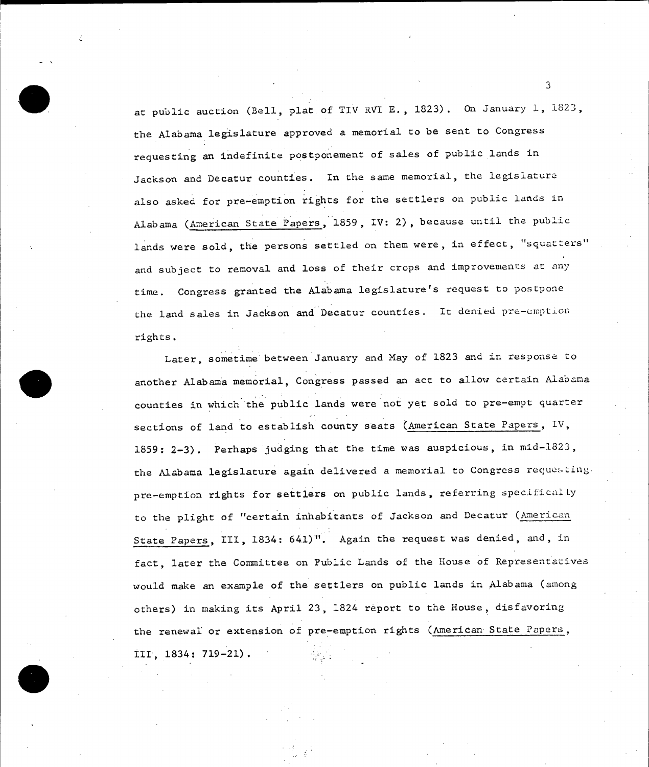at public auction (Bell, plat of TIV RVI E., 1823). On January 1, 1823, the Alabama legislature approved a memorial to be sent to Congress requesting an indefinite postponement of sales of public lands in Jackson and Decatur counties. In the same memorial, the legislature also asked for pre-emption rights for the settlers on public lands in Alabama (American State Papers, 1859, IV: 2), because until the public lands were sold, the persons settled on them were, in effect, "squatters" and subject to removal and loss of their crops and improvements at any time. Congress granted the Alabama legislature's request to postpone the land sales in Jackson and Decatur counties. It denied pre-emption rights.

Later, sometime between January and May of 1823 and in response to another Alabama memorial, Congress passed an act to allow certain Alabama counties in which the public lands were not yet sold to pre-empt quarter sections of land to establish county seats (American State Papers, IV, 1859: 2-3). Perhaps judging that the time was auspicious, in mid-1823, the Alabama legislature again delivered a memorial to Congress requesting pre-emption rights for settlers on public lands, referring specifically to the plight of "certain inhabitants of Jackson and Decatur (American State Papers, III, 1834: 641)". Again the request was denied, and, in fact, later the Committee on Public Lands of the House of Representatives would make an example of the settlers on public lands in Alabama (among others) in making its April 23, 1824 report to the House, disfavoring the renewal or extension of pre-emption rights (American State Papers, III, 1834: 719-21).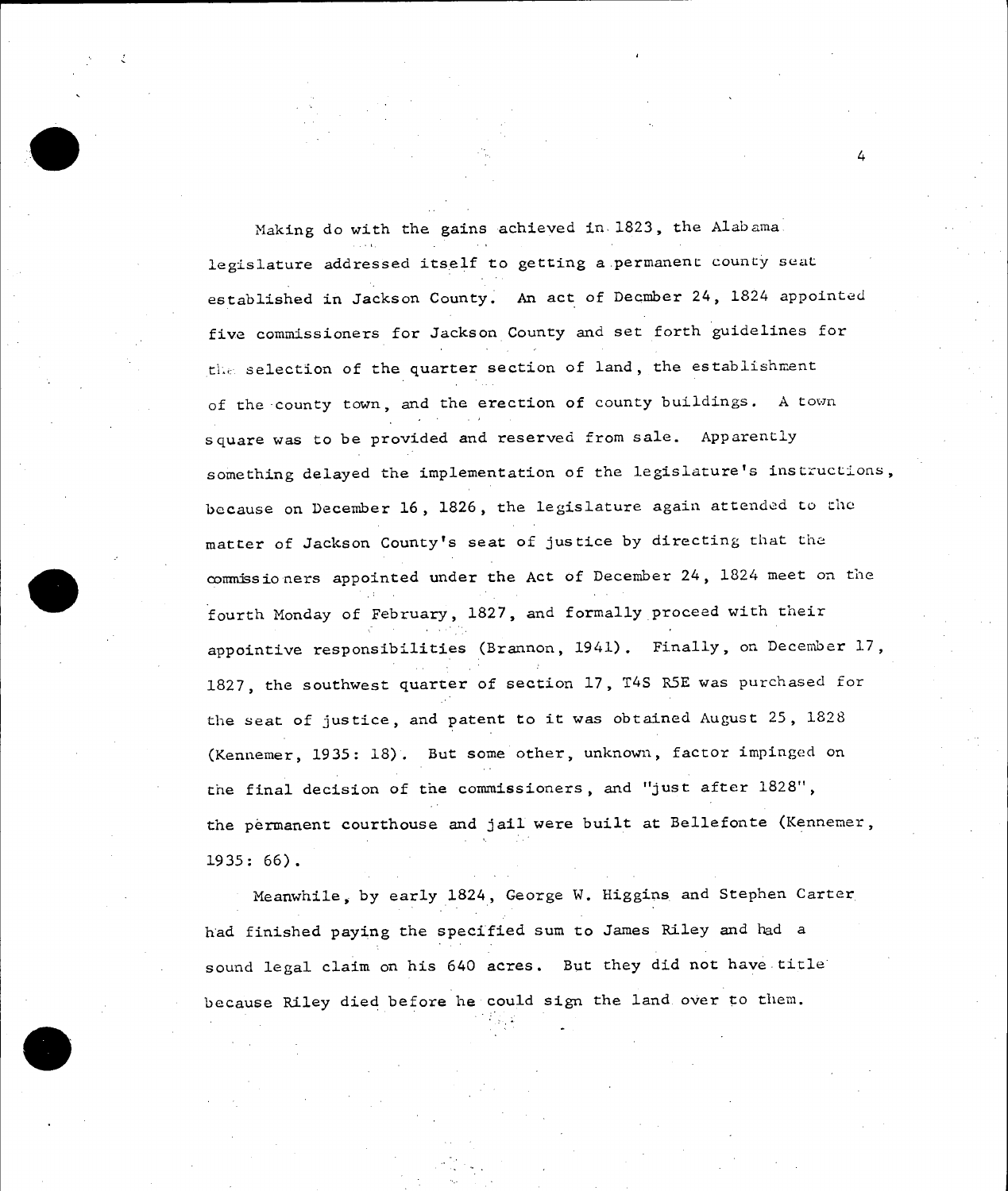Making do with the gains achieved in 1823, the Alabama legislature addressed itself to getting a permanent county seat established in Jackson County. An act of Decmber 24, 1824 appointed five commissioners for Jackson County and set forth guidelines for the selection of the quarter section of land, the establishment of the county town, and the erection of county buildings. A town square was to be provided and reserved from sale. Apparently something delayed the implementation of the legislature's instructions, because on December 16, 1826, the legislature again attended to the matter of Jackson County's seat of justice by directing that the commissioners appointed under the Act of December 24, 1824 meet on the fourth Monday of February, 1827, and formally proceed with their appointive responsibilities (Brannon, 1941). Finally, on December 17, 1827, the southwest quarter of section 17, T4S R5E was purchased for the seat of justice, and patent to it was obtained August 25, 1828 (Kennemer, 1935: 18). But some other, unknown, factor impinged on the final decision of the commissioners, and "just after 1828", the permanent courthouse and jail were built at Bellefonte (Kennemer, 1935: 66).

Meanwhile, by early 1824, George W. Higgins and Stephen Carter had finished paying the specified sum to James Riley and had a sound legal claim on his 640 acres. But they did not have title because Riley died before he could sign the land over to them.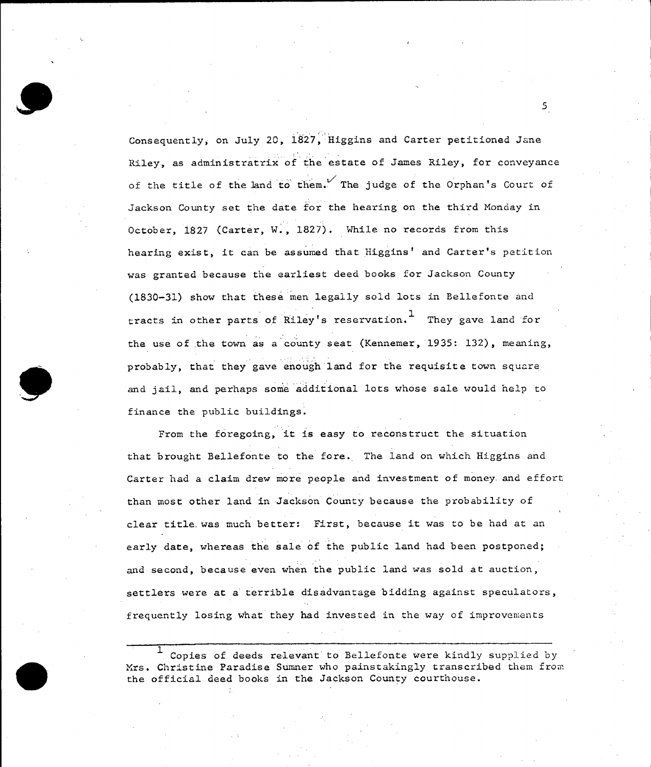Consequently, on July 20, 1827, Higgins and Carter petitioned Jane Riley, as administratrix of the estate of James Riley, for conveyance of the title of the land to them. The judge of the Orphan's Court of Jackson County set the date for the hearing on the third Monday in October, 1827 (Carter, W., 1827). While no records from this hearing exist, it can be assumed that Higgins' and Carter's petition was granted because the earliest deed books for Jackson County (1830–31) show that these men legally sold lots in Bellefonte and tracts in other parts of Riley's reservation.[1] They gave land for the use of the town as a county seat (Kennemer, 1935: 132), meaning, probably, that they gave enough land for the requisite town square and jail, and perhaps some additional lots whose sale would help to finance the public buildings.

From the foregoing, it is easy to reconstruct the situation that brought Bellefonte to the fore. The land on which Higgins and Carter had a claim drew more people and investment of money and effort than most other land in Jackson County because the probability of clear title was much better: First, because it was to be had at an early date, whereas the sale of the public land had been postponed; and second, because even when the public land was sold at auction, settlers were at a terrible disadvantage bidding against speculators, frequently losing what they had invested in the way of improvements

---

[1] Copies of deeds relevant to Bellefonte were kindly supplied by Mrs. Christine Paradise Sumner who painstakingly transcribed them from the official deed books in the Jackson County courthouse.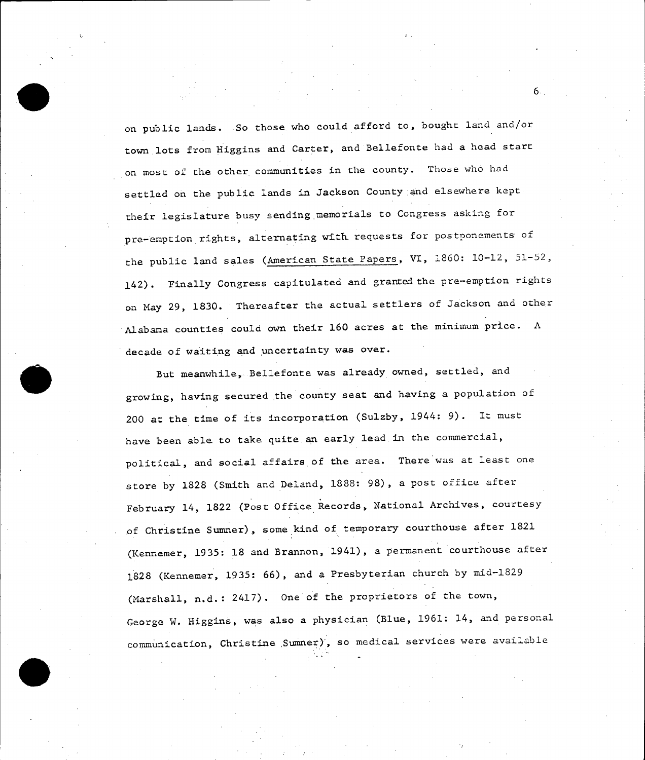on public lands. So those who could afford to, bought land and/or town lots from Higgins and Carter, and Bellefonte had a head start on most of the other communities in the county. Those who had settled on the public lands in Jackson County and elsewhere kept their legislature busy sending memorials to Congress asking for pre-emption rights, alternating with requests for postponements of the public land sales (American State Papers, VI, 1860: 10-12, 51-52, 142). Finally Congress capitulated and granted the pre-emption rights on May 29, 1830. Thereafter the actual settlers of Jackson and other Alabama counties could own their 160 acres at the minimum price. A decade of waiting and uncertainty was over.

But meanwhile, Bellefonte was already owned, settled, and growing, having secured the county seat and having a population of 200 at the time of its incorporation (Sulzby, 1944: 9). It must have been able to take quite an early lead in the commercial, political, and social affairs of the area. There was at least one store by 1828 (Smith and Deland, 1888: 98), a post office after February 14, 1822 (Post Office Records, National Archives, courtesy of Christine Sumner), some kind of temporary courthouse after 1821 (Kennemer, 1935: 18 and Brannon, 1941), a permanent courthouse after 1828 (Kennemer, 1935: 66), and a Presbyterian church by mid-1829 (Marshall, n.d.: 2417). One of the proprietors of the town, George W. Higgins, was also a physician (Blue, 1961: 14, and personal communication, Christine Sumner), so medical services were available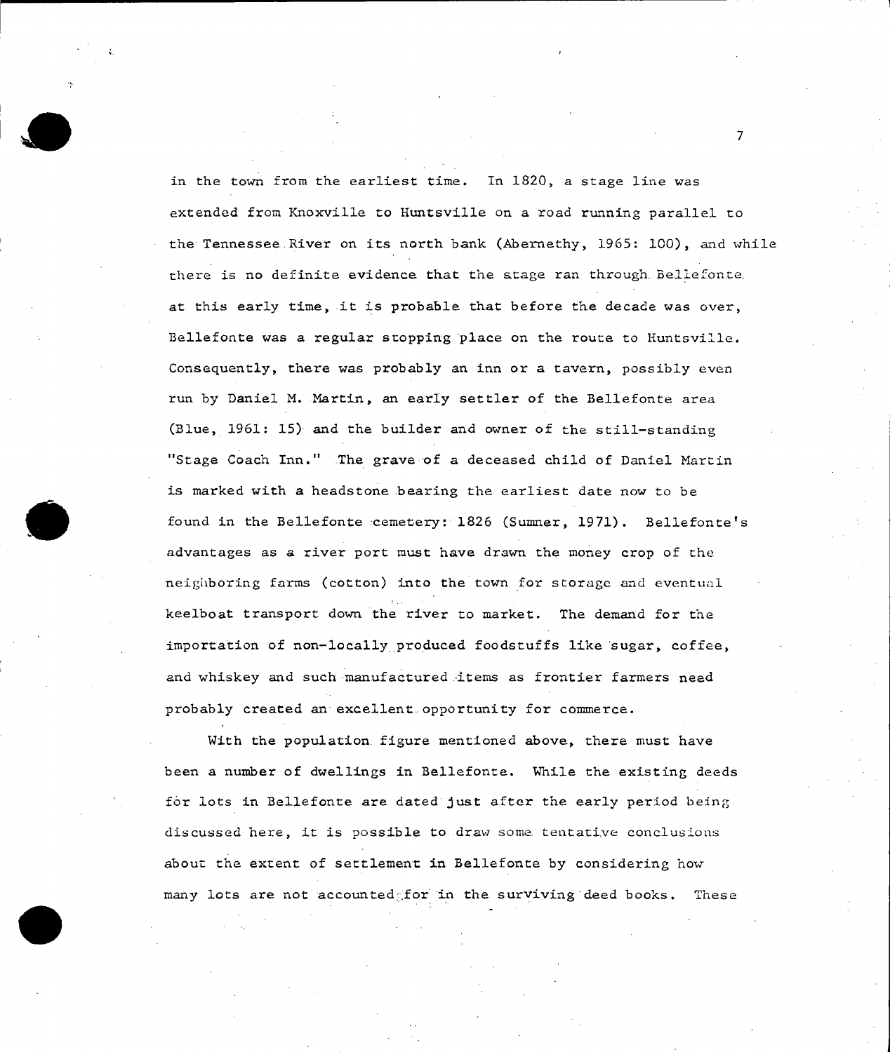in the town from the earliest time. In 1820, a stage line was extended from Knoxville to Huntsville on a road running parallel to the Tennessee River on its north bank (Abernethy, 1965: 100), and while there is no definite evidence that the stage ran through Bellefonte at this early time, it is probable that before the decade was over, Bellefonte was a regular stopping place on the route to Huntsville. Consequently, there was probably an inn or a tavern, possibly even run by Daniel M. Martin, an early settler of the Bellefonte area (Blue, 1961: 15) and the builder and owner of the still-standing "Stage Coach Inn." The grave of a deceased child of Daniel Martin is marked with a headstone bearing the earliest date now to be found in the Bellefonte cemetery: 1826 (Sumner, 1971). Bellefonte's advantages as a river port must have drawn the money crop of the neighboring farms (cotton) into the town for storage and eventual keelboat transport down the river to market. The demand for the importation of non-locally produced foodstuffs like sugar, coffee, and whiskey and such manufactured items as frontier farmers need probably created an excellent opportunity for commerce.

With the population figure mentioned above, there must have been a number of dwellings in Bellefonte. While the existing deeds for lots in Bellefonte are dated just after the early period being discussed here, it is possible to draw some tentative conclusions about the extent of settlement in Bellefonte by considering how many lots are not accounted for in the surviving deed books. These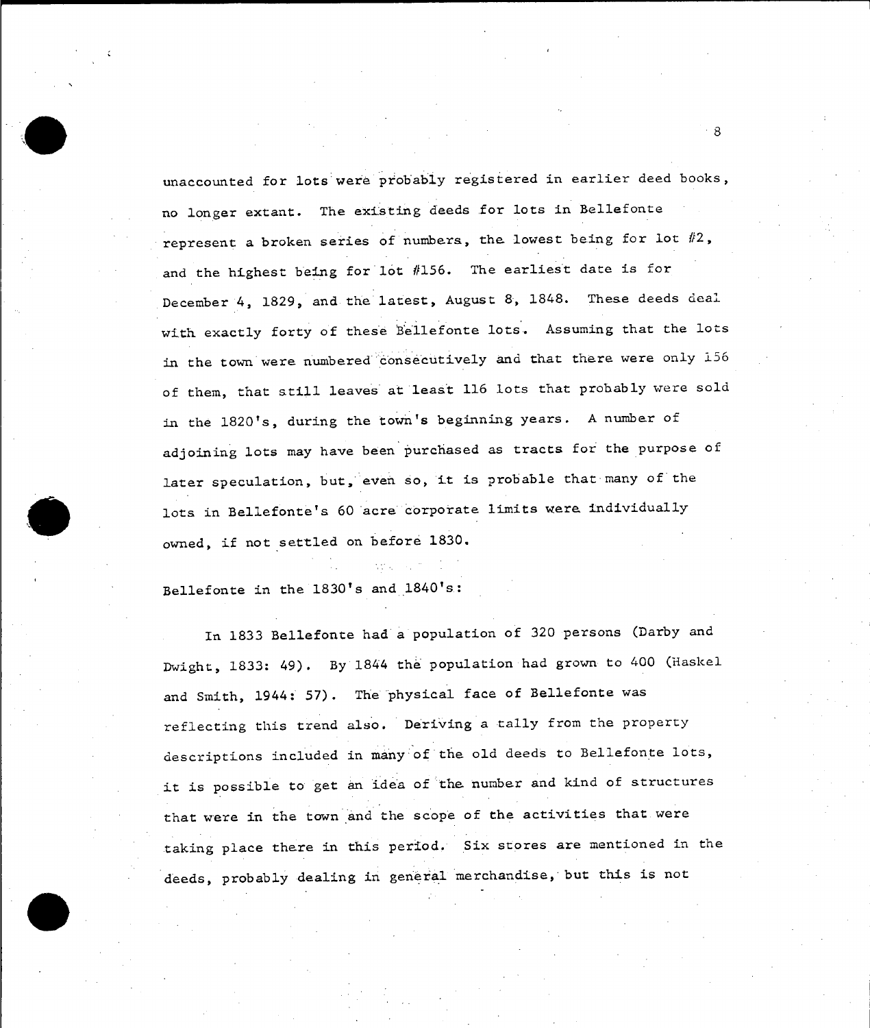unaccounted for lots were probably registered in earlier deed books, no longer extant. The existing deeds for lots in Bellefonte represent a broken series of numbers, the lowest being for lot #2, and the highest being for lot #156. The earliest date is for December 4, 1829, and the latest, August 8, 1848. These deeds deal with exactly forty of these Bellefonte lots. Assuming that the lots in the town were numbered consecutively and that there were only 156 of them, that still leaves at least 116 lots that probably were sold in the 1820's, during the town's beginning years. A number of adjoining lots may have been purchased as tracts for the purpose of later speculation, but, even so, it is probable that many of the lots in Bellefonte's 60 acre corporate limits were individually owned, if not settled on before 1830.

Bellefonte in the 1830's and 1840's:

In 1833 Bellefonte had a population of 320 persons (Darby and Dwight, 1833: 49). By 1844 the population had grown to 400 (Haskel and Smith, 1944: 57). The physical face of Bellefonte was reflecting this trend also. Deriving a tally from the property descriptions included in many of the old deeds to Bellefonte lots, it is possible to get an idea of the number and kind of structures that were in the town and the scope of the activities that were taking place there in this period. Six stores are mentioned in the deeds, probably dealing in general merchandise, but this is not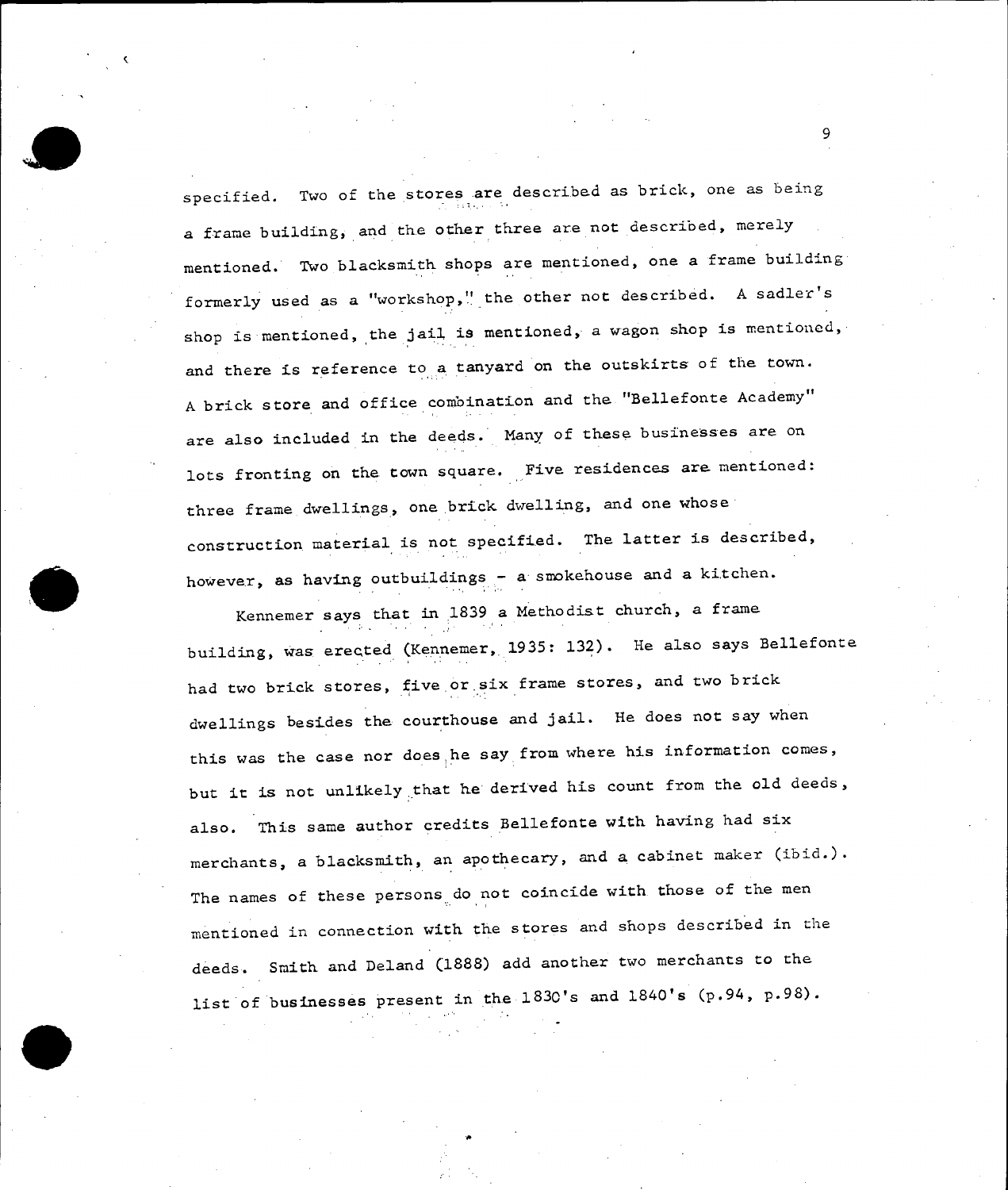specified. Two of the stores are described as brick, one as being a frame building, and the other three are not described, merely mentioned. Two blacksmith shops are mentioned, one a frame building formerly used as a "workshop," the other not described. A sadler's shop is mentioned, the jail is mentioned, a wagon shop is mentioned, and there is reference to a tanyard on the outskirts of the town. A brick store and office combination and the "Bellefonte Academy" are also included in the deeds. Many of these businesses are on lots fronting on the town square. Five residences are mentioned: three frame dwellings, one brick dwelling, and one whose construction material is not specified. The latter is described, however, as having outbuildings - a smokehouse and a kitchen.

Kennemer says that in 1839 a Methodist church, a frame building, was erected (Kennemer, 1935: 132). He also says Bellefonte had two brick stores, five or six frame stores, and two brick dwellings besides the courthouse and jail. He does not say when this was the case nor does he say from where his information comes, but it is not unlikely that he derived his count from the old deeds, also. This same author credits Bellefonte with having had six merchants, a blacksmith, an apothecary, and a cabinet maker (ibid.). The names of these persons do not coincide with those of the men mentioned in connection with the stores and shops described in the deeds. Smith and Deland (1888) add another two merchants to the list of businesses present in the 1830's and 1840's (p.94, p.98).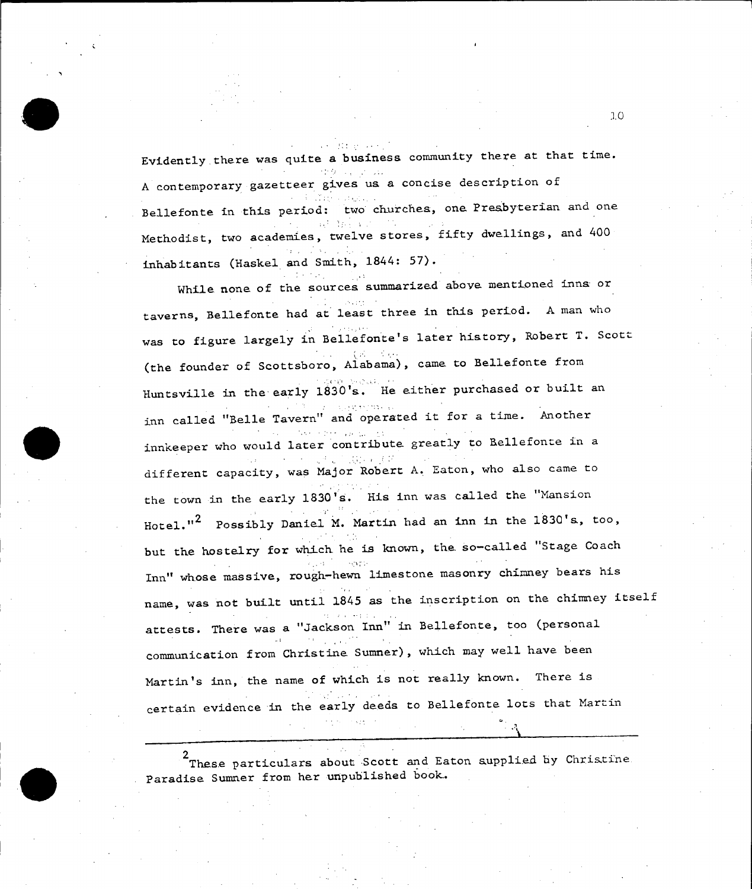Evidently there was quite a business community there at that time. A contemporary gazetteer gives us a concise description of Bellefonte in this period: two churches, one Presbyterian and one Methodist, two academies, twelve stores, fifty dwellings, and 400 inhabitants (Haskel and Smith, 1844: 57).

While none of the sources summarized above mentioned inns or taverns, Bellefonte had at least three in this period. A man who was to figure largely in Bellefonte's later history, Robert T. Scott (the founder of Scottsboro, Alabama), came to Bellefonte from Huntsville in the early 1830's. He either purchased or built an inn called "Belle Tavern" and operated it for a time. Another innkeeper who would later contribute greatly to Bellefonte in a different capacity, was Major Robert A. Eaton, who also came to the town in the early 1830's. His inn was called the "Mansion Hotel."[2] Possibly Daniel M. Martin had an inn in the 1830's, too, but the hostelry for which he is known, the so-called "Stage Coach Inn" whose massive, rough-hewn limestone masonry chimney bears his name, was not built until 1845 as the inscription on the chimney itself attests. There was a "Jackson Inn" in Bellefonte, too (personal communication from Christine Sumner), which may well have been Martin's inn, the name of which is not really known. There is certain evidence in the early deeds to Bellefonte lots that Martin

---

[2] These particulars about Scott and Eaton supplied by Christine Paradise Sumner from her unpublished book.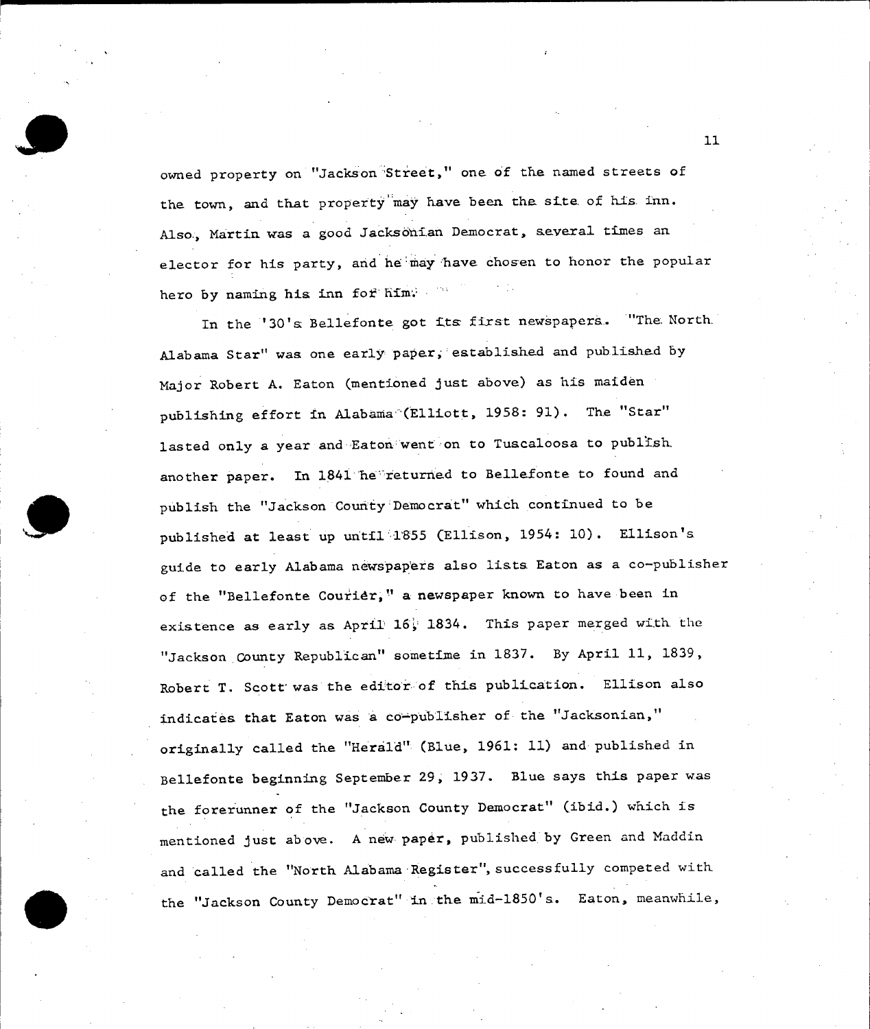owned property on "Jackson Street," one of the named streets of the town, and that property may have been the site of his inn. Also, Martin was a good Jacksonian Democrat, several times an elector for his party, and he may have chosen to honor the popular hero by naming his inn for him.

In the '30's Bellefonte got its first newspapers. "The North Alabama Star" was one early paper, established and published by Major Robert A. Eaton (mentioned just above) as his maiden publishing effort in Alabama (Elliott, 1958: 91). The "Star" lasted only a year and Eaton went on to Tuscaloosa to publish another paper. In 1841 he returned to Bellefonte to found and publish the "Jackson County Democrat" which continued to be published at least up until 1855 (Ellison, 1954: 10). Ellison's guide to early Alabama newspapers also lists Eaton as a co-publisher of the "Bellefonte Courier," a newspaper known to have been in existence as early as April 16, 1834. This paper merged with the "Jackson County Republican" sometime in 1837. By April 11, 1839, Robert T. Scott was the editor of this publication. Ellison also indicates that Eaton was a co-publisher of the "Jacksonian," originally called the "Herald" (Blue, 1961: 11) and published in Bellefonte beginning September 29, 1937. Blue says this paper was the forerunner of the "Jackson County Democrat" (ibid.) which is mentioned just above. A new paper, published by Green and Maddin and called the "North Alabama Register", successfully competed with the "Jackson County Democrat" in the mid-1850's. Eaton, meanwhile,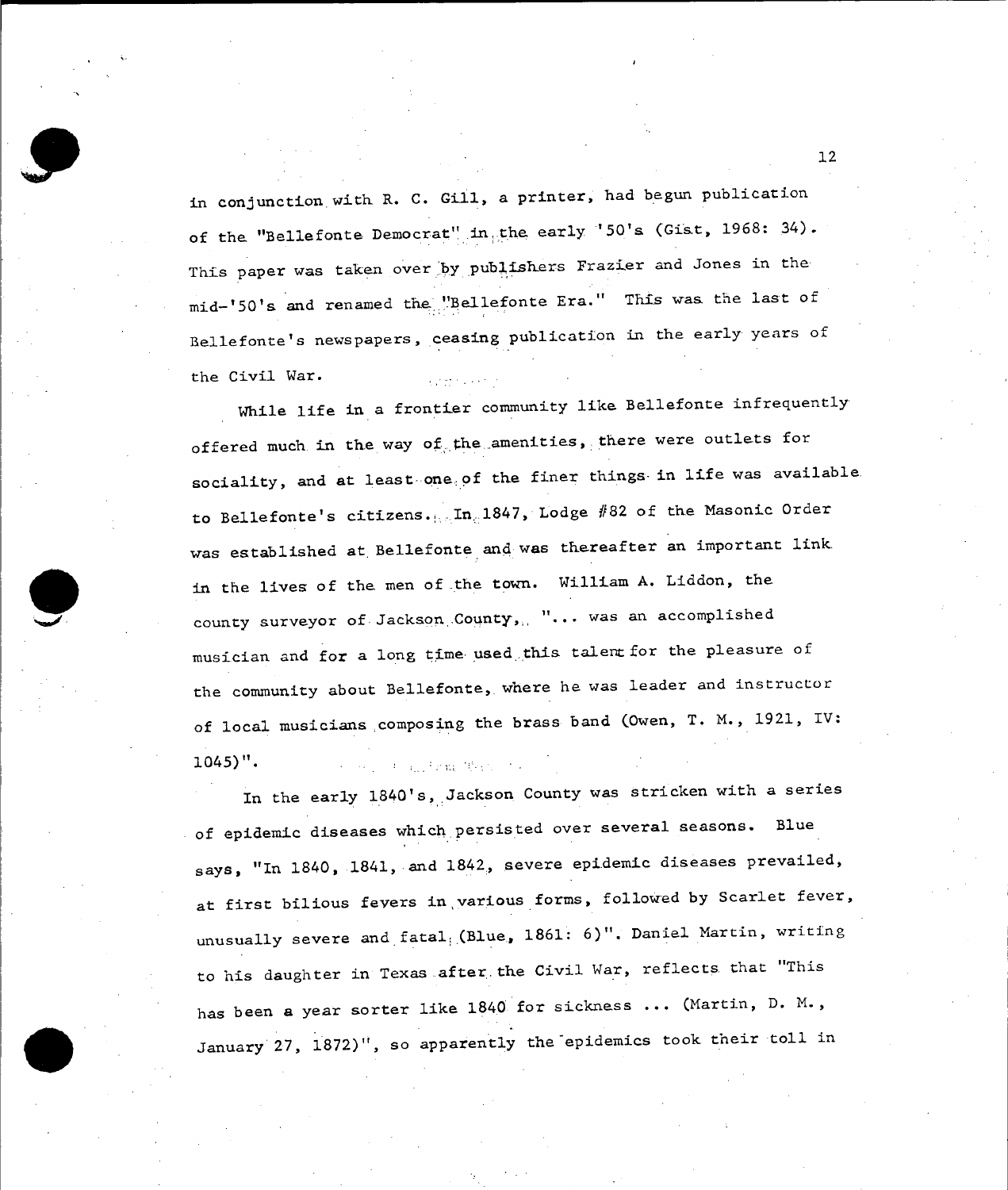in conjunction with R. C. Gill, a printer, had begun publication of the "Bellefonte Democrat" in the early '50's (Gist, 1968: 34). This paper was taken over by publishers Frazier and Jones in the mid-'50's and renamed the "Bellefonte Era." This was the last of Bellefonte's newspapers, ceasing publication in the early years of the Civil War.

While life in a frontier community like Bellefonte infrequently offered much in the way of the amenities, there were outlets for sociality, and at least one of the finer things in life was available to Bellefonte's citizens. In 1847, Lodge #82 of the Masonic Order was established at Bellefonte and was thereafter an important link in the lives of the men of the town. William A. Liddon, the county surveyor of Jackson County, "... was an accomplished musician and for a long time used this talent for the pleasure of the community about Bellefonte, where he was leader and instructor of local musicians composing the brass band (Owen, T. M., 1921, IV: 1045)".

In the early 1840's, Jackson County was stricken with a series of epidemic diseases which persisted over several seasons. Blue says, "In 1840, 1841, and 1842, severe epidemic diseases prevailed, at first bilious fevers in various forms, followed by Scarlet fever, unusually severe and fatal (Blue, 1861: 6)". Daniel Martin, writing to his daughter in Texas after the Civil War, reflects that "This has been a year sorter like 1840 for sickness ... (Martin, D. M., January 27, 1872)", so apparently the epidemics took their toll in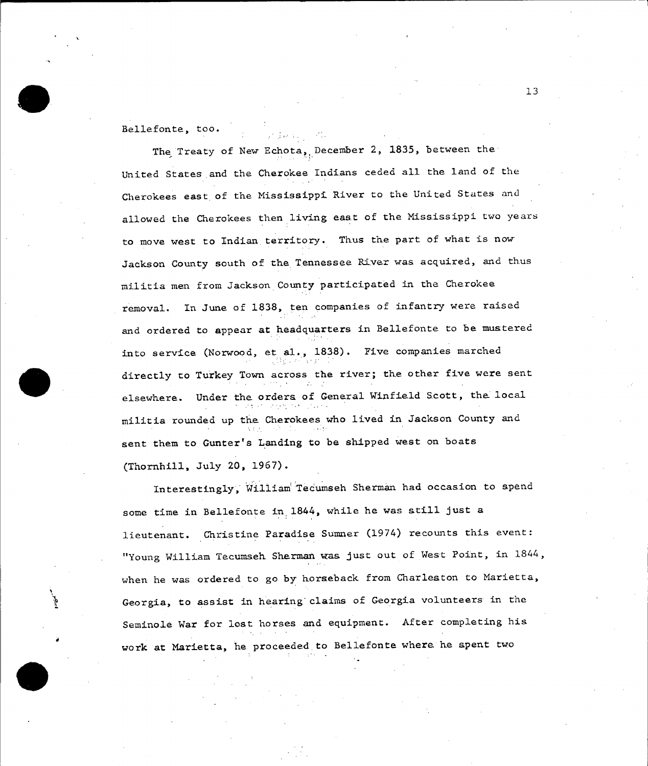Bellefonte, too.

The Treaty of New Echota, December 2, 1835, between the United States and the Cherokee Indians ceded all the land of the Cherokees east of the Mississippi River to the United States and allowed the Cherokees then living east of the Mississippi two years to move west to Indian territory. Thus the part of what is now Jackson County south of the Tennessee River was acquired, and thus militia men from Jackson County participated in the Cherokee removal. In June of 1838, ten companies of infantry were raised and ordered to appear at headquarters in Bellefonte to be mustered into service (Norwood, et al., 1838). Five companies marched directly to Turkey Town across the river; the other five were sent elsewhere. Under the orders of General Winfield Scott, the local militia rounded up the Cherokees who lived in Jackson County and sent them to Gunter's Landing to be shipped west on boats (Thornhill, July 20, 1967).

Interestingly, William Tecumseh Sherman had occasion to spend some time in Bellefonte in 1844, while he was still just a lieutenant. Christine Paradise Sumner (1974) recounts this event: "Young William Tecumseh Sherman was just out of West Point, in 1844, when he was ordered to go by horseback from Charleston to Marietta, Georgia, to assist in hearing claims of Georgia volunteers in the Seminole War for lost horses and equipment. After completing his work at Marietta, he proceeded to Bellefonte where he spent two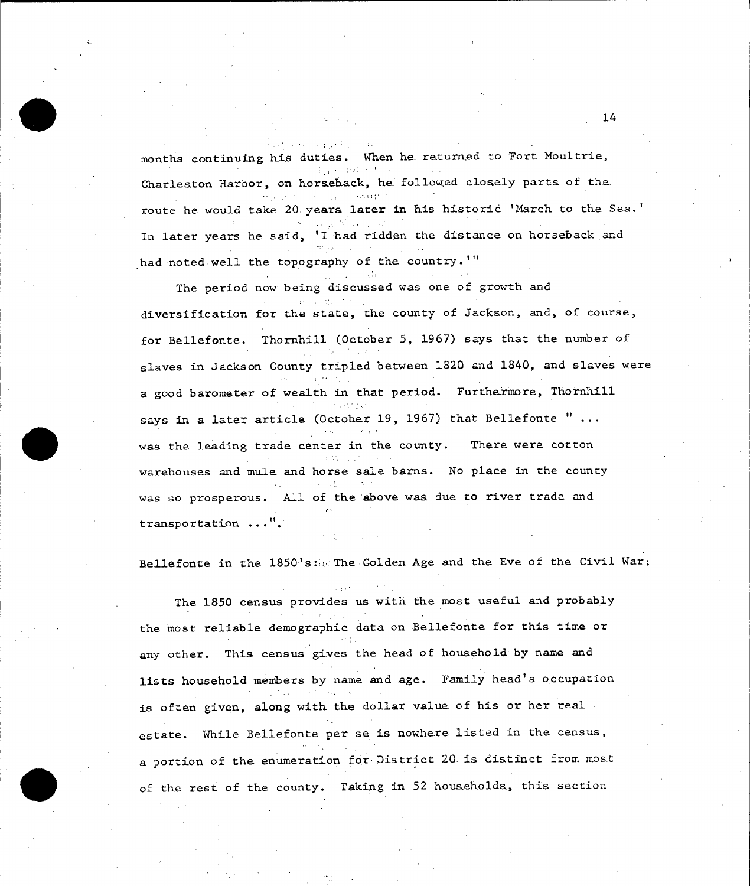months continuing his duties. When he returned to Fort Moultrie, Charleston Harbor, on horseback, he followed closely parts of the route he would take 20 years later in his historic 'March to the Sea.' In later years he said, 'I had ridden the distance on horseback and had noted well the topography of the country.'"

The period now being discussed was one of growth and diversification for the state, the county of Jackson, and, of course, for Bellefonte. Thornhill (October 5, 1967) says that the number of slaves in Jackson County tripled between 1820 and 1840, and slaves were a good barometer of wealth in that period. Furthermore, Thornhill says in a later article (October 19, 1967) that Bellefonte " ... was the leading trade center in the county. There were cotton warehouses and mule and horse sale barns. No place in the county was so prosperous. All of the above was due to river trade and transportation ...".

Bellefonte in the 1850's: The Golden Age and the Eve of the Civil War:

The 1850 census provides us with the most useful and probably the most reliable demographic data on Bellefonte for this time or any other. This census gives the head of household by name and lists household members by name and age. Family head's occupation is often given, along with the dollar value of his or her real estate. While Bellefonte per se is nowhere listed in the census, a portion of the enumeration for District 20 is distinct from most of the rest of the county. Taking in 52 households, this section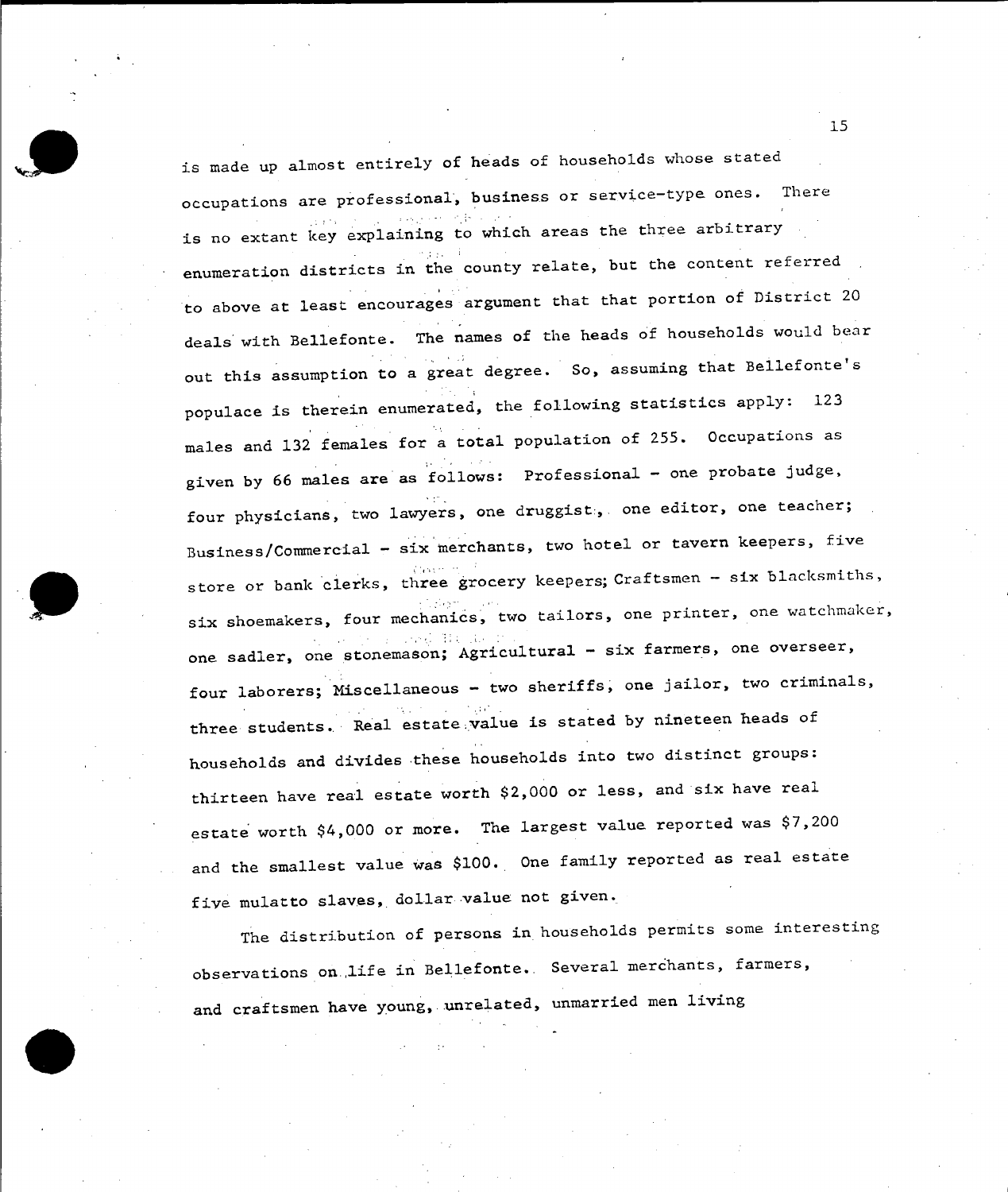is made up almost entirely of heads of households whose stated occupations are professional, business or service-type ones. There is no extant key explaining to which areas the three arbitrary enumeration districts in the county relate, but the content referred to above at least encourages argument that that portion of District 20 deals with Bellefonte. The names of the heads of households would bear out this assumption to a great degree. So, assuming that Bellefonte's populace is therein enumerated, the following statistics apply: 123 males and 132 females for a total population of 255. Occupations as given by 66 males are as follows: Professional - one probate judge, four physicians, two lawyers, one druggist, one editor, one teacher; Business/Commercial - six merchants, two hotel or tavern keepers, five store or bank clerks, three grocery keepers; Craftsmen - six blacksmiths, six shoemakers, four mechanics, two tailors, one printer, one watchmaker, one sadler, one stonemason; Agricultural - six farmers, one overseer, four laborers; Miscellaneous - two sheriffs, one jailor, two criminals, three students. Real estate value is stated by nineteen heads of households and divides these households into two distinct groups: thirteen have real estate worth $2,000 or less, and six have real estate worth $4,000 or more. The largest value reported was $7,200 and the smallest value was $100. One family reported as real estate five mulatto slaves, dollar value not given.

The distribution of persons in households permits some interesting observations on life in Bellefonte. Several merchants, farmers, and craftsmen have young, unrelated, unmarried men living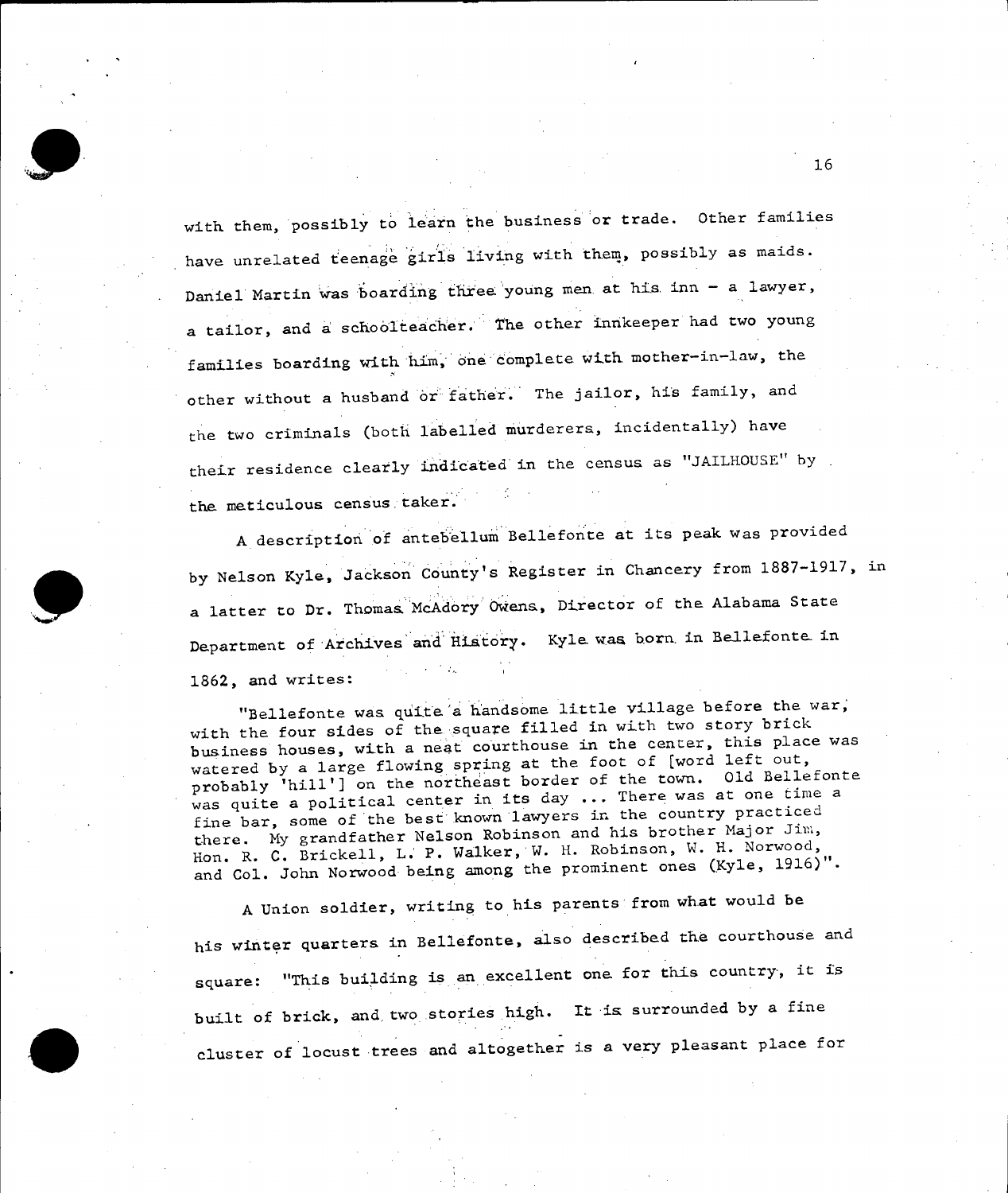with them, possibly to learn the business or trade. Other families have unrelated teenage girls living with them, possibly as maids. Daniel Martin was boarding three young men at his inn - a lawyer, a tailor, and a schoolteacher. The other innkeeper had two young families boarding with him, one complete with mother-in-law, the other without a husband or father. The jailor, his family, and the two criminals (both labelled murderers, incidentally) have their residence clearly indicated in the census as "JAILHOUSE" by the meticulous census taker.

A description of antebellum Bellefonte at its peak was provided by Nelson Kyle, Jackson County's Register in Chancery from 1887-1917, in a latter to Dr. Thomas McAdory Owens, Director of the Alabama State Department of Archives and History. Kyle was born in Bellefonte in 1862, and writes:

> "Bellefonte was quite a handsome little village before the war, with the four sides of the square filled in with two story brick business houses, with a neat courthouse in the center, this place was watered by a large flowing spring at the foot of [word left out, probably 'hill'] on the northeast border of the town. Old Bellefonte was quite a political center in its day ... There was at one time a fine bar, some of the best known lawyers in the country practiced there. My grandfather Nelson Robinson and his brother Major Jim, Hon. R. C. Brickell, L. P. Walker, W. H. Robinson, W. H. Norwood, and Col. John Norwood being among the prominent ones (Kyle, 1916)".

A Union soldier, writing to his parents from what would be his winter quarters in Bellefonte, also described the courthouse and square: "This building is an excellent one for this country, it is built of brick, and two stories high. It is surrounded by a fine cluster of locust trees and altogether is a very pleasant place for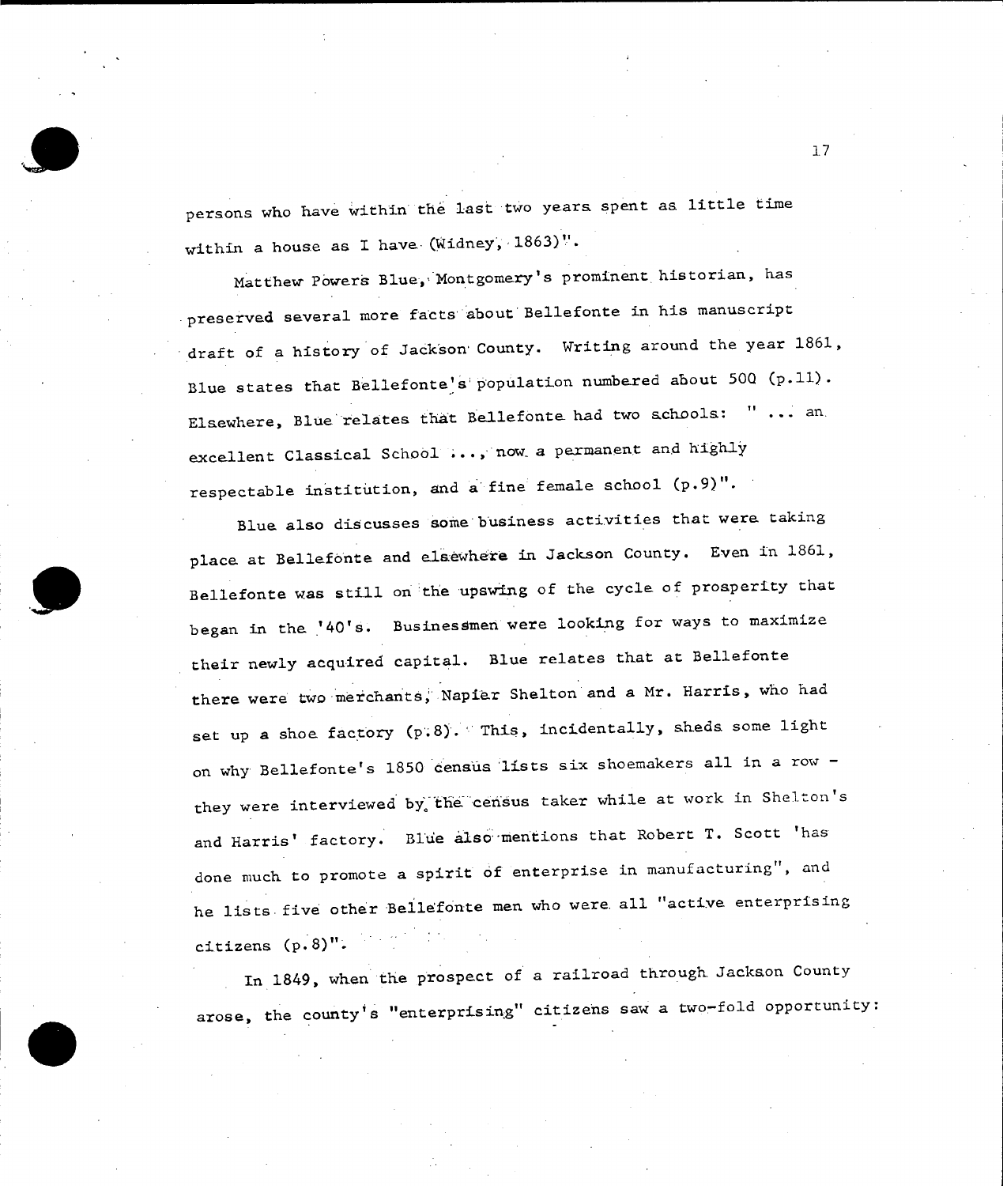persons who have within the last two years spent as little time within a house as I have (Widney, 1863)".

Matthew Powers Blue, Montgomery's prominent historian, has preserved several more facts about Bellefonte in his manuscript draft of a history of Jackson County. Writing around the year 1861, Blue states that Bellefonte's population numbered about 500 (p.11). Elsewhere, Blue relates that Bellefonte had two schools: " ... an excellent Classical School ..., now a permanent and highly respectable institution, and a fine female school (p.9)".

Blue also discusses some business activities that were taking place at Bellefonte and elsewhere in Jackson County. Even in 1861, Bellefonte was still on the upswing of the cycle of prosperity that began in the '40's. Businessmen were looking for ways to maximize their newly acquired capital. Blue relates that at Bellefonte there were two merchants, Napier Shelton and a Mr. Harris, who had set up a shoe factory (p.8). This, incidentally, sheds some light on why Bellefonte's 1850 census lists six shoemakers all in a row - they were interviewed by the census taker while at work in Shelton's and Harris' factory. Blue also mentions that Robert T. Scott 'has done much to promote a spirit of enterprise in manufacturing", and he lists five other Bellefonte men who were all "active enterprising citizens (p.8)".

In 1849, when the prospect of a railroad through Jackson County arose, the county's "enterprising" citizens saw a two-fold opportunity: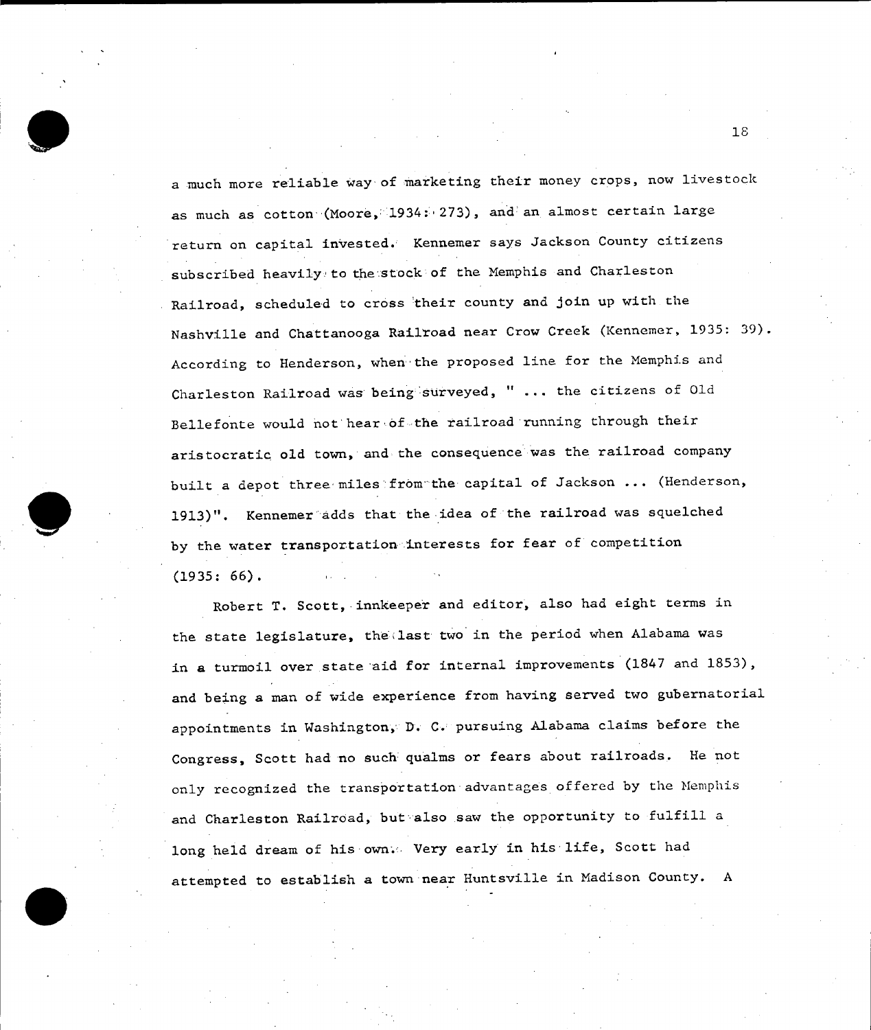a much more reliable way of marketing their money crops, now livestock as much as cotton (Moore, 1934: 273), and an almost certain large return on capital invested. Kennemer says Jackson County citizens subscribed heavily to the stock of the Memphis and Charleston Railroad, scheduled to cross their county and join up with the Nashville and Chattanooga Railroad near Crow Creek (Kennemer, 1935: 39). According to Henderson, when the proposed line for the Memphis and Charleston Railroad was being surveyed, " ... the citizens of Old Bellefonte would not hear of the railroad running through their aristocratic old town, and the consequence was the railroad company built a depot three miles from the capital of Jackson ... (Henderson, 1913)". Kennemer adds that the idea of the railroad was squelched by the water transportation interests for fear of competition (1935: 66).

Robert T. Scott, innkeeper and editor, also had eight terms in the state legislature, the last two in the period when Alabama was in a turmoil over state aid for internal improvements (1847 and 1853), and being a man of wide experience from having served two gubernatorial appointments in Washington, D. C. pursuing Alabama claims before the Congress, Scott had no such qualms or fears about railroads. He not only recognized the transportation advantages offered by the Memphis and Charleston Railroad, but also saw the opportunity to fulfill a long held dream of his own. Very early in his life, Scott had attempted to establish a town near Huntsville in Madison County. A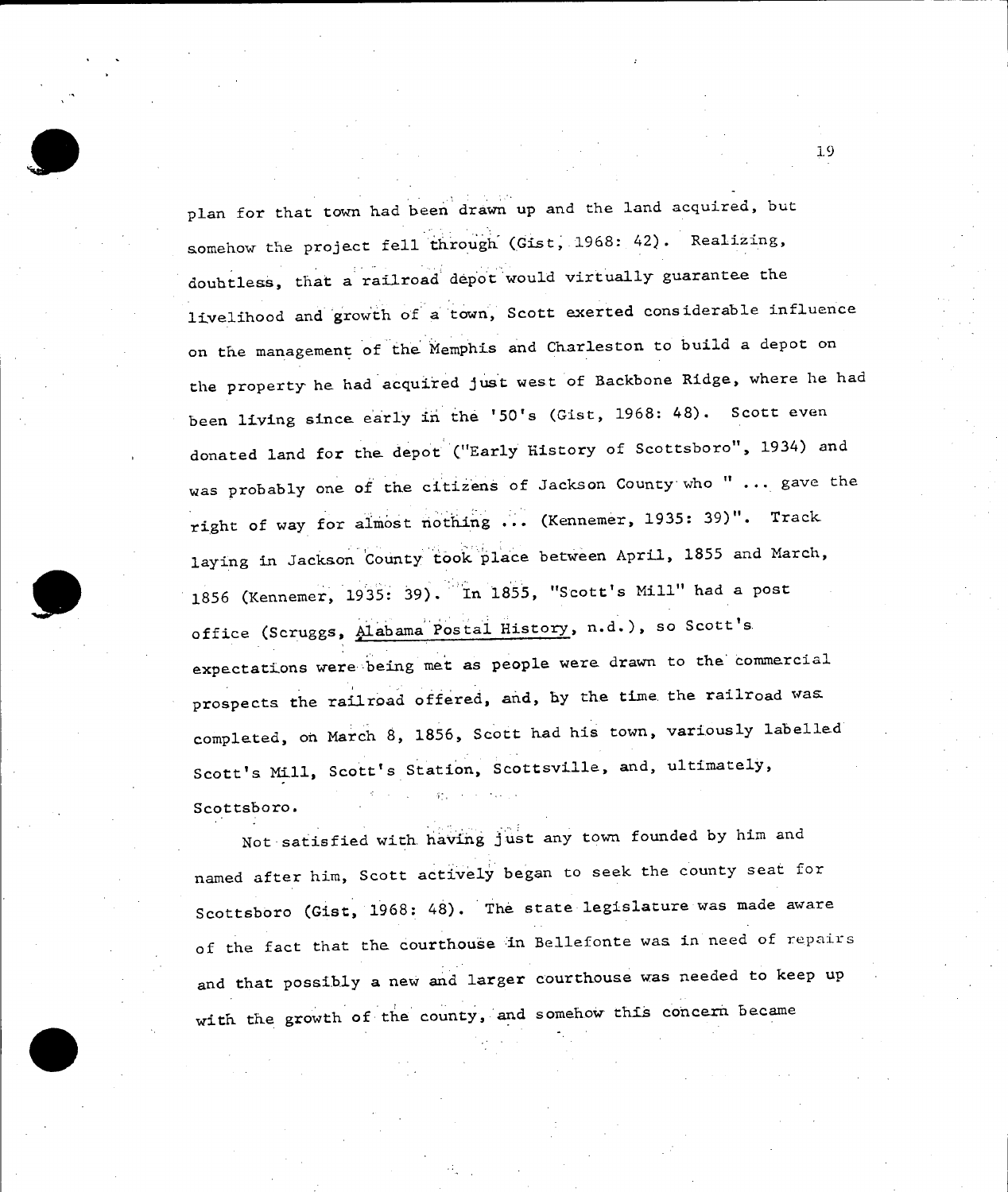plan for that town had been drawn up and the land acquired, but somehow the project fell through (Gist, 1968: 42). Realizing, doubtless, that a railroad depot would virtually guarantee the livelihood and growth of a town, Scott exerted considerable influence on the management of the Memphis and Charleston to build a depot on the property he had acquired just west of Backbone Ridge, where he had been living since early in the '50's (Gist, 1968: 48). Scott even donated land for the depot ("Early History of Scottsboro", 1934) and was probably one of the citizens of Jackson County who " ... gave the right of way for almost nothing ... (Kennemer, 1935: 39)". Track laying in Jackson County took place between April, 1855 and March, 1856 (Kennemer, 1935: 39). In 1855, "Scott's Mill" had a post office (Scruggs, Alabama Postal History, n.d.), so Scott's expectations were being met as people were drawn to the commercial prospects the railroad offered, and, by the time the railroad was completed, on March 8, 1856, Scott had his town, variously labelled Scott's Mill, Scott's Station, Scottsville, and, ultimately, Scottsboro.

Not satisfied with having just any town founded by him and named after him, Scott actively began to seek the county seat for Scottsboro (Gist, 1968: 48). The state legislature was made aware of the fact that the courthouse in Bellefonte was in need of repairs and that possibly a new and larger courthouse was needed to keep up with the growth of the county, and somehow this concern became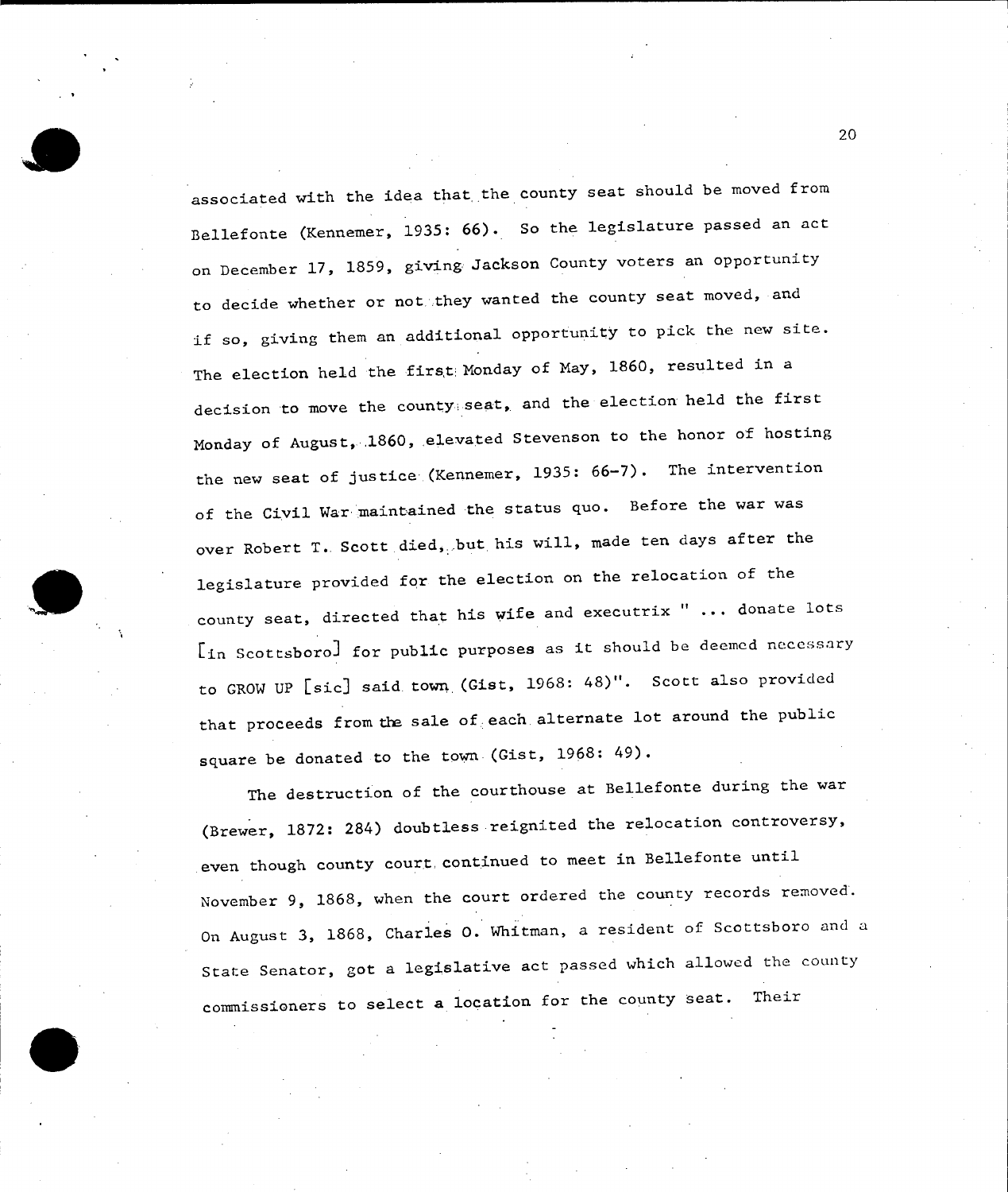associated with the idea that the county seat should be moved from Bellefonte (Kennemer, 1935: 66). So the legislature passed an act on December 17, 1859, giving Jackson County voters an opportunity to decide whether or not they wanted the county seat moved, and if so, giving them an additional opportunity to pick the new site. The election held the first Monday of May, 1860, resulted in a decision to move the county seat, and the election held the first Monday of August, 1860, elevated Stevenson to the honor of hosting the new seat of justice (Kennemer, 1935: 66-7). The intervention of the Civil War maintained the status quo. Before the war was over Robert T. Scott died, but his will, made ten days after the legislature provided for the election on the relocation of the county seat, directed that his wife and executrix " ... donate lots [in Scottsboro] for public purposes as it should be deemed necessary to GROW UP [sic] said town (Gist, 1968: 48)". Scott also provided that proceeds from the sale of each alternate lot around the public square be donated to the town (Gist, 1968: 49).

The destruction of the courthouse at Bellefonte during the war (Brewer, 1872: 284) doubtless reignited the relocation controversy, even though county court continued to meet in Bellefonte until November 9, 1868, when the court ordered the county records removed. On August 3, 1868, Charles O. Whitman, a resident of Scottsboro and a State Senator, got a legislative act passed which allowed the county commissioners to select a location for the county seat. Their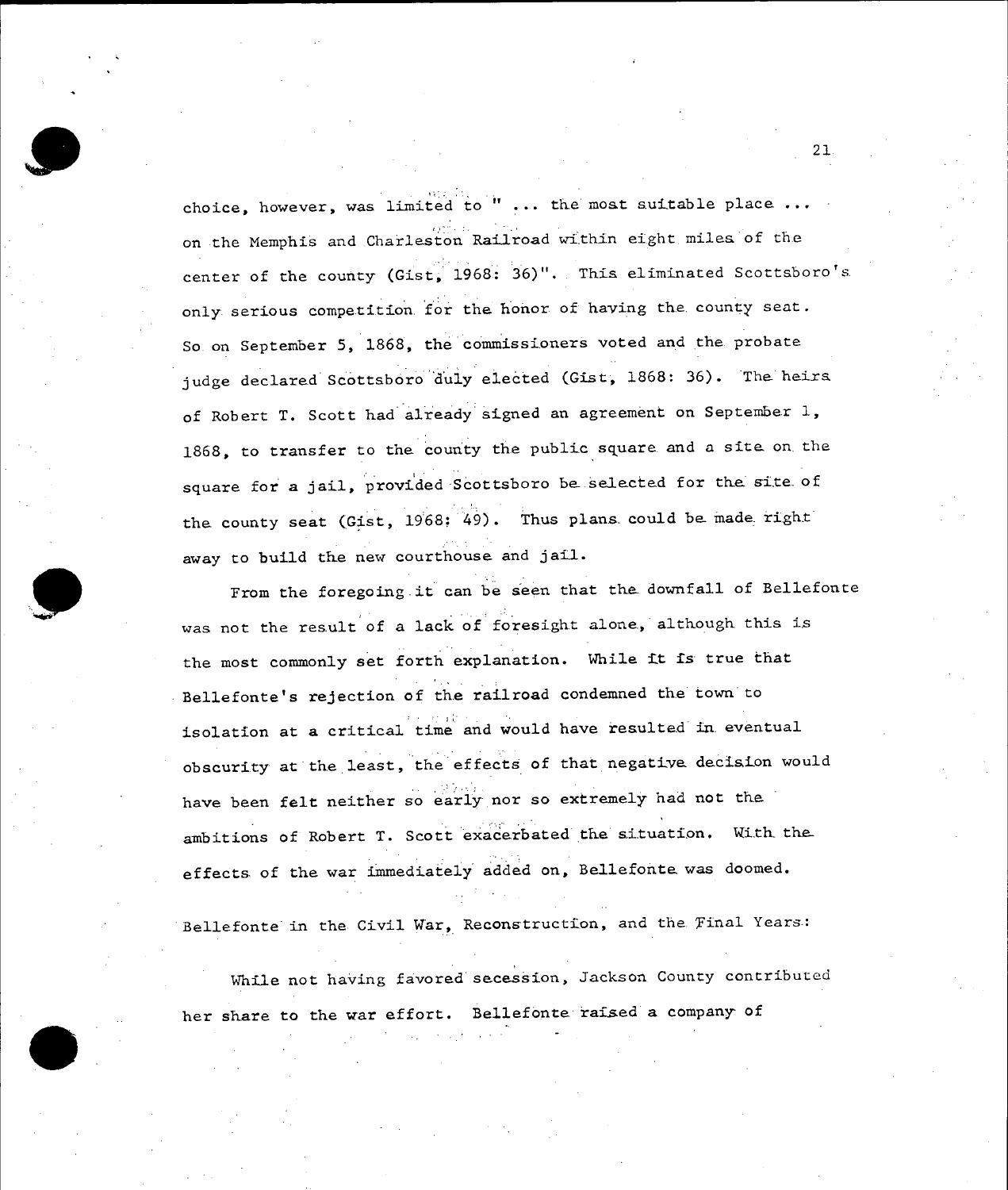choice, however, was limited to " ... the most suitable place ... on the Memphis and Charleston Railroad within eight miles of the center of the county (Gist, 1968: 36)". This eliminated Scottsboro's only serious competition for the honor of having the county seat. So on September 5, 1868, the commissioners voted and the probate judge declared Scottsboro duly elected (Gist, 1868: 36). The heirs of Robert T. Scott had already signed an agreement on September 1, 1868, to transfer to the county the public square and a site on the square for a jail, provided Scottsboro be selected for the site of the county seat (Gist, 1968: 49). Thus plans could be made right away to build the new courthouse and jail.

From the foregoing it can be seen that the downfall of Bellefonte was not the result of a lack of foresight alone, although this is the most commonly set forth explanation. While it is true that Bellefonte's rejection of the railroad condemned the town to isolation at a critical time and would have resulted in eventual obscurity at the least, the effects of that negative decision would have been felt neither so early nor so extremely had not the ambitions of Robert T. Scott exacerbated the situation. With the effects of the war immediately added on, Bellefonte was doomed.

Bellefonte in the Civil War, Reconstruction, and the Final Years:

While not having favored secession, Jackson County contributed her share to the war effort. Bellefonte raised a company of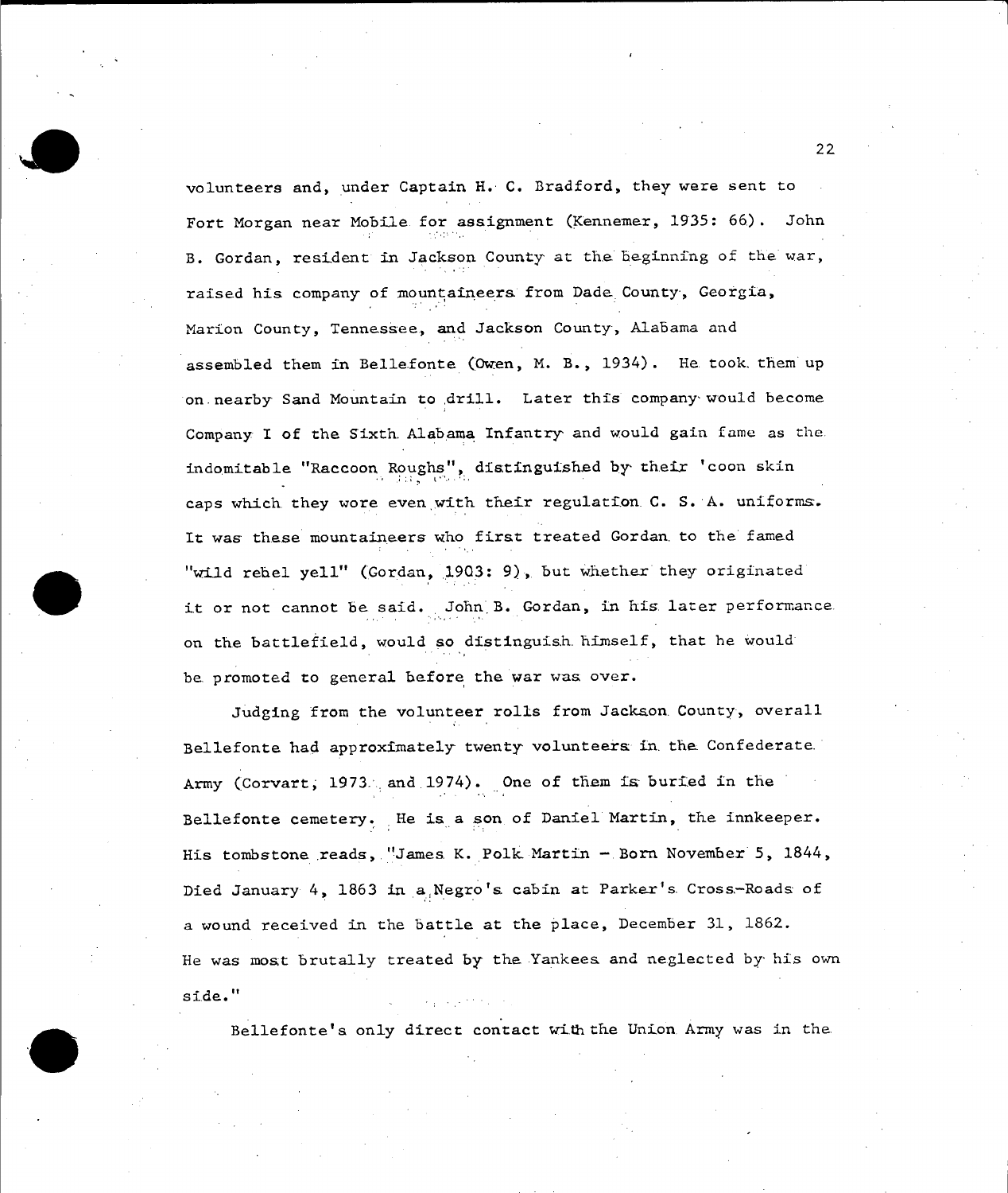volunteers and, under Captain H. C. Bradford, they were sent to Fort Morgan near Mobile for assignment (Kennemer, 1935: 66). John B. Gordan, resident in Jackson County at the beginning of the war, raised his company of mountaineers from Dade County, Georgia, Marion County, Tennessee, and Jackson County, Alabama and assembled them in Bellefonte (Owen, M. B., 1934). He took them up on nearby Sand Mountain to drill. Later this company would become Company I of the Sixth Alabama Infantry and would gain fame as the indomitable "Raccoon Roughs", distinguished by their 'coon skin caps which they wore even with their regulation C. S. A. uniforms. It was these mountaineers who first treated Gordan to the famed "wild rebel yell" (Gordan, 1903: 9), but whether they originated it or not cannot be said. John B. Gordan, in his later performance on the battlefield, would so distinguish himself, that he would be promoted to general before the war was over.

Judging from the volunteer rolls from Jackson County, overall Bellefonte had approximately twenty volunteers in the Confederate Army (Corvart, 1973 and 1974). One of them is buried in the Bellefonte cemetery. He is a son of Daniel Martin, the innkeeper. His tombstone reads, "James K. Polk Martin - Born November 5, 1844, Died January 4, 1863 in a Negro's cabin at Parker's Cross-Roads of a wound received in the battle at the place, December 31, 1862. He was most brutally treated by the Yankees and neglected by his own side."

Bellefonte's only direct contact with the Union Army was in the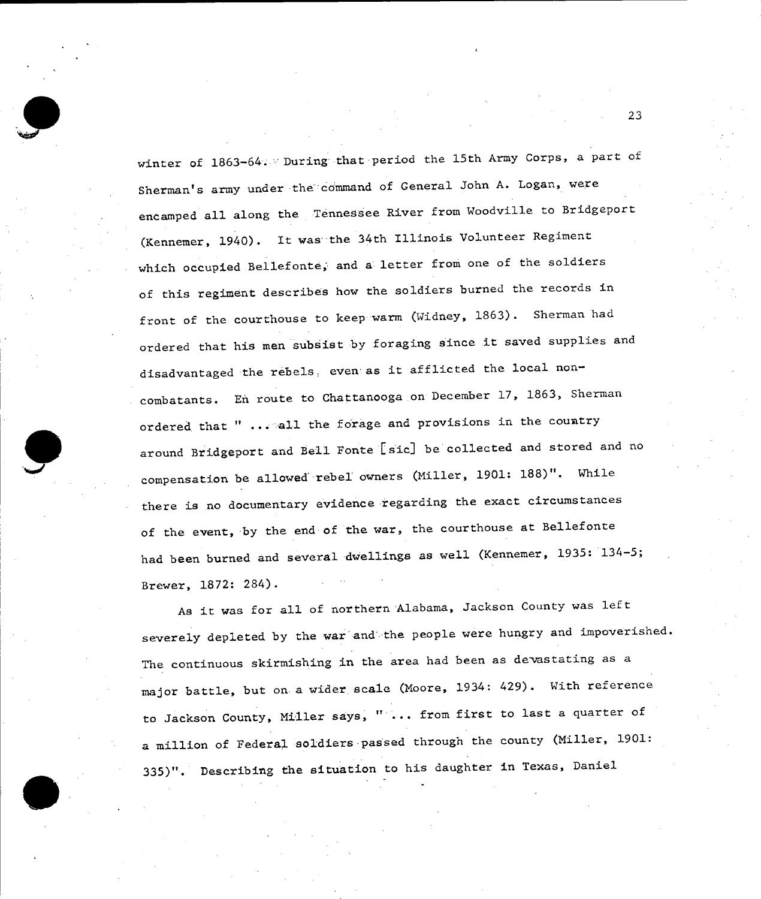winter of 1863-64. During that period the 15th Army Corps, a part of Sherman's army under the command of General John A. Logan, were encamped all along the Tennessee River from Woodville to Bridgeport (Kennemer, 1940). It was the 34th Illinois Volunteer Regiment which occupied Bellefonte, and a letter from one of the soldiers of this regiment describes how the soldiers burned the records in front of the courthouse to keep warm (Widney, 1863). Sherman had ordered that his men subsist by foraging since it saved supplies and disadvantaged the rebels, even as it afflicted the local non-combatants. En route to Chattanooga on December 17, 1863, Sherman ordered that " ... all the forage and provisions in the country around Bridgeport and Bell Fonte [sic] be collected and stored and no compensation be allowed rebel owners (Miller, 1901: 188)". While there is no documentary evidence regarding the exact circumstances of the event, by the end of the war, the courthouse at Bellefonte had been burned and several dwellings as well (Kennemer, 1935: 134-5; Brewer, 1872: 284).

As it was for all of northern Alabama, Jackson County was left severely depleted by the war and the people were hungry and impoverished. The continuous skirmishing in the area had been as devastating as a major battle, but on a wider scale (Moore, 1934: 429). With reference to Jackson County, Miller says, " ... from first to last a quarter of a million of Federal soldiers passed through the county (Miller, 1901: 335)". Describing the situation to his daughter in Texas, Daniel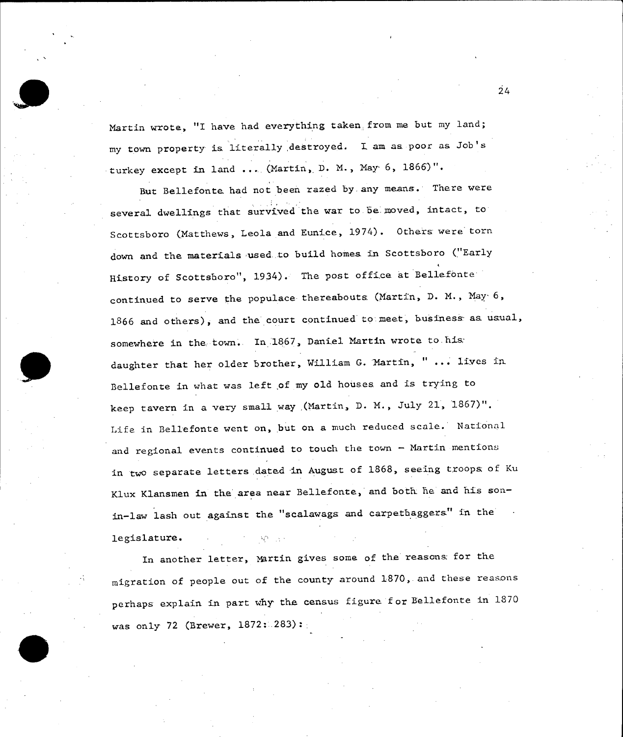Martin wrote, "I have had everything taken from me but my land; my town property is literally destroyed. I am as poor as Job's turkey except in land ... (Martin, D. M., May 6, 1866)".

But Bellefonte had not been razed by any means. There were several dwellings that survived the war to be moved, intact, to Scottsboro (Matthews, Leola and Eunice, 1974). Others were torn down and the materials used to build homes in Scottsboro ("Early History of Scottsboro", 1934). The post office at Bellefonte continued to serve the populace thereabouts (Martin, D. M., May 6, 1866 and others), and the court continued to meet, business as usual, somewhere in the town. In 1867, Daniel Martin wrote to his daughter that her older brother, William G. Martin, " ... lives in Bellefonte in what was left of my old houses and is trying to keep tavern in a very small way (Martin, D. M., July 21, 1867)". Life in Bellefonte went on, but on a much reduced scale. National and regional events continued to touch the town – Martin mentions in two separate letters dated in August of 1868, seeing troops of Ku Klux Klansmen in the area near Bellefonte, and both he and his son-in-law lash out against the "scalawags and carpetbaggers" in the legislature.

In another letter, Martin gives some of the reasons for the migration of people out of the county around 1870, and these reasons perhaps explain in part why the census figure for Bellefonte in 1870 was only 72 (Brewer, 1872: 283):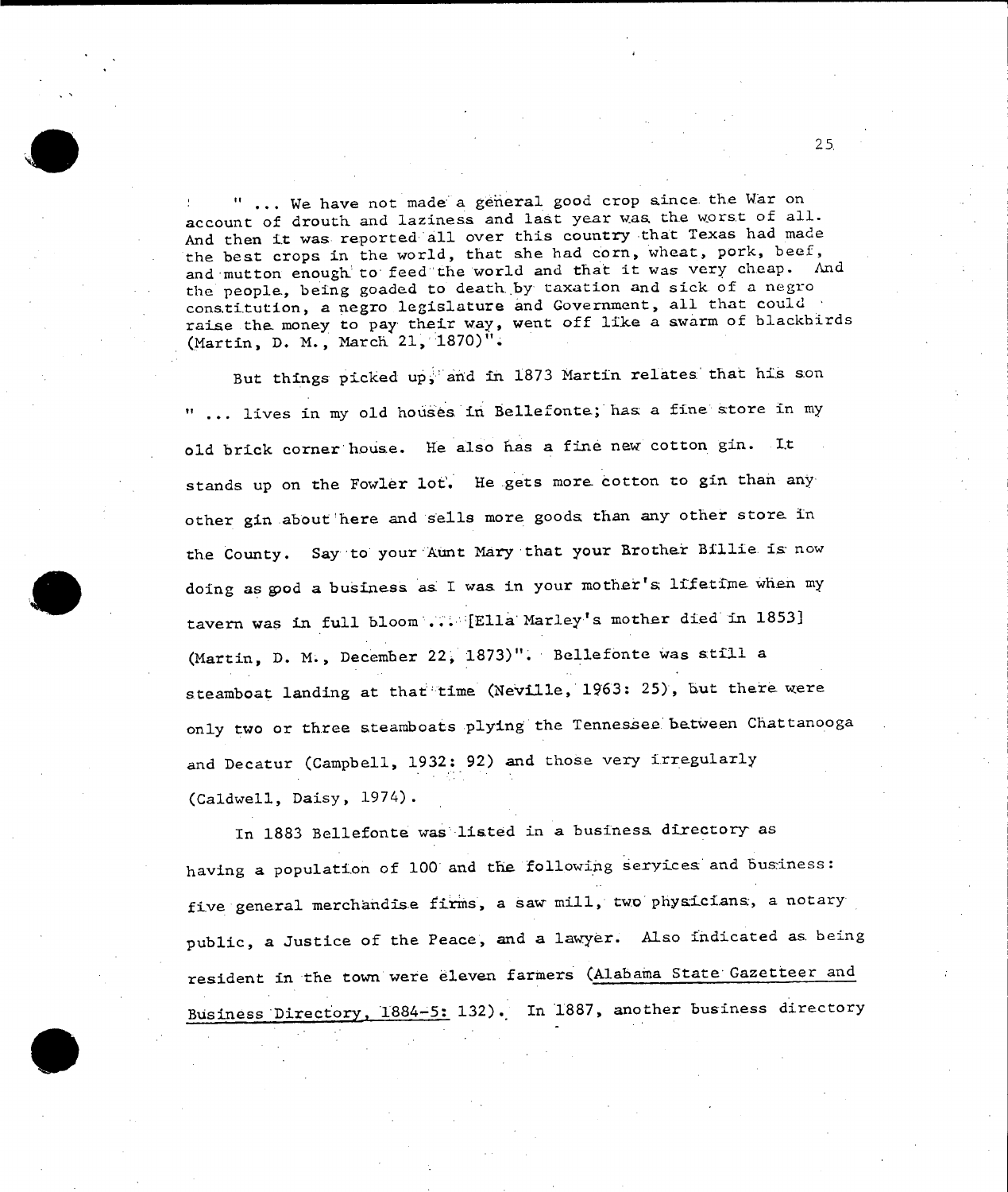" ... We have not made a general good crop since the War on account of drouth and laziness and last year was the worst of all. And then it was reported all over this country that Texas had made the best crops in the world, that she had corn, wheat, pork, beef, and mutton enough to feed the world and that it was very cheap. And the people, being goaded to death by taxation and sick of a negro constitution, a negro legislature and Government, all that could raise the money to pay their way, went off like a swarm of blackbirds (Martin, D. M., March 21, 1870)".

But things picked up, and in 1873 Martin relates that his son " ... lives in my old houses in Bellefonte; has a fine store in my old brick corner house. He also has a fine new cotton gin. It stands up on the Fowler lot. He gets more cotton to gin than any other gin about here and sells more goods than any other store in the County. Say to your Aunt Mary that your Brother Billie is now doing as good a business as I was in your mother's lifetime when my tavern was in full bloom ... [Ella Marley's mother died in 1853] (Martin, D. M., December 22, 1873)". Bellefonte was still a steamboat landing at that time (Neville, 1963: 25), but there were only two or three steamboats plying the Tennessee between Chattanooga and Decatur (Campbell, 1932: 92) and those very irregularly (Caldwell, Daisy, 1974).

In 1883 Bellefonte was listed in a business directory as having a population of 100 and the following services and business: five general merchandise firms, a saw mill, two physicians, a notary public, a Justice of the Peace, and a lawyer. Also indicated as being resident in the town were eleven farmers (Alabama State Gazetteer and Business Directory, 1884-5: 132). In 1887, another business directory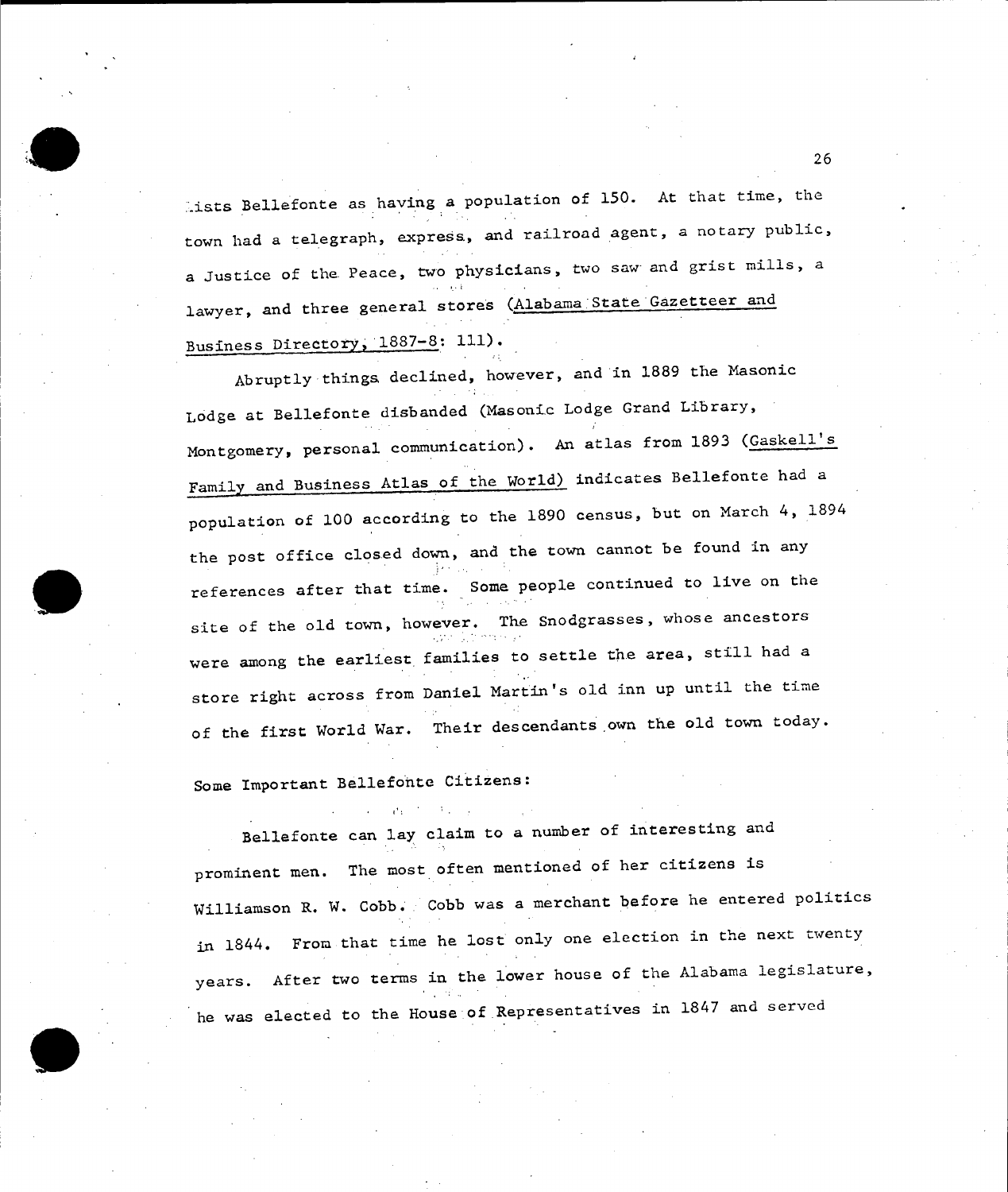lists Bellefonte as having a population of 150. At that time, the town had a telegraph, express, and railroad agent, a notary public, a Justice of the Peace, two physicians, two saw and grist mills, a lawyer, and three general stores (Alabama State Gazetteer and Business Directory, 1887-8: 111).

Abruptly things declined, however, and in 1889 the Masonic Lodge at Bellefonte disbanded (Masonic Lodge Grand Library, Montgomery, personal communication). An atlas from 1893 (Gaskell's Family and Business Atlas of the World) indicates Bellefonte had a population of 100 according to the 1890 census, but on March 4, 1894 the post office closed down, and the town cannot be found in any references after that time. Some people continued to live on the site of the old town, however. The Snodgrasses, whose ancestors were among the earliest families to settle the area, still had a store right across from Daniel Martin's old inn up until the time of the first World War. Their descendants own the old town today.

Some Important Bellefonte Citizens:

Bellefonte can lay claim to a number of interesting and prominent men. The most often mentioned of her citizens is Williamson R. W. Cobb. Cobb was a merchant before he entered politics in 1844. From that time he lost only one election in the next twenty years. After two terms in the lower house of the Alabama legislature, he was elected to the House of Representatives in 1847 and served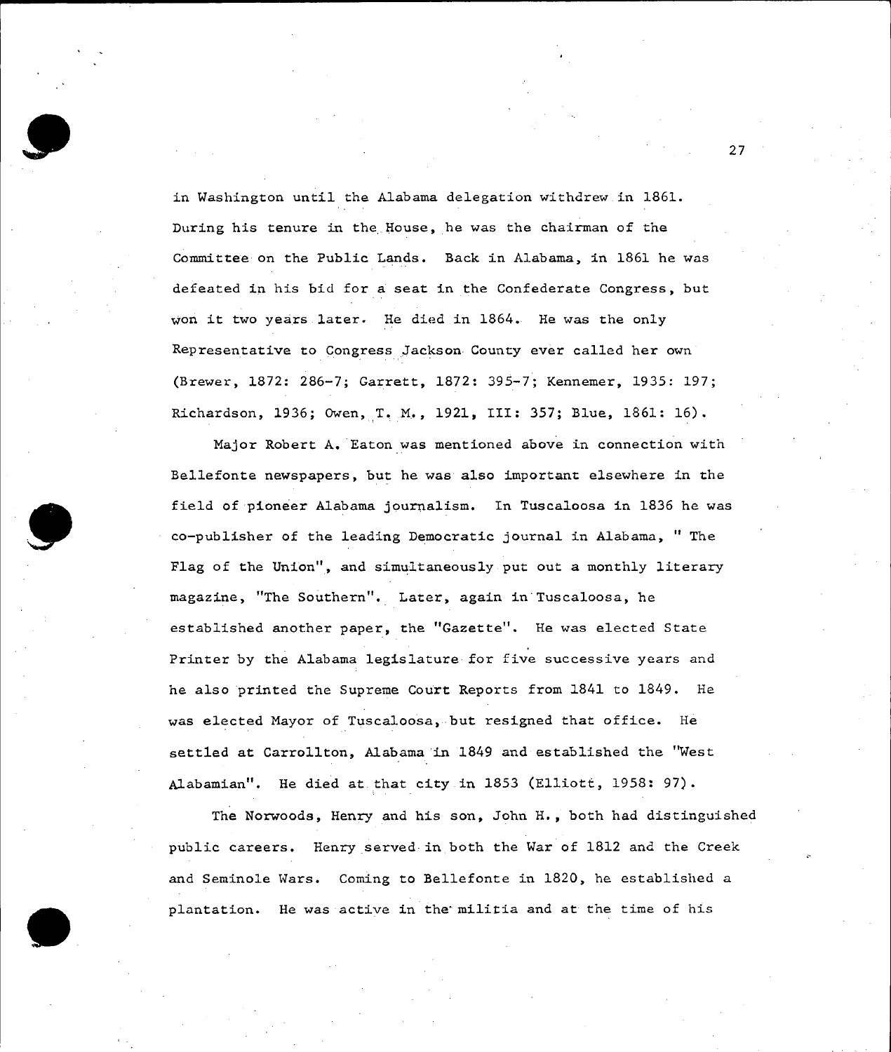in Washington until the Alabama delegation withdrew in 1861. During his tenure in the House, he was the chairman of the Committee on the Public Lands. Back in Alabama, in 1861 he was defeated in his bid for a seat in the Confederate Congress, but won it two years later. He died in 1864. He was the only Representative to Congress Jackson County ever called her own (Brewer, 1872: 286-7; Garrett, 1872: 395-7; Kennemer, 1935: 197; Richardson, 1936; Owen, T. M., 1921, III: 357; Blue, 1861: 16).

Major Robert A. Eaton was mentioned above in connection with Bellefonte newspapers, but he was also important elsewhere in the field of pioneer Alabama journalism. In Tuscaloosa in 1836 he was co-publisher of the leading Democratic journal in Alabama, " The Flag of the Union", and simultaneously put out a monthly literary magazine, "The Southern". Later, again in Tuscaloosa, he established another paper, the "Gazette". He was elected State Printer by the Alabama legislature for five successive years and he also printed the Supreme Court Reports from 1841 to 1849. He was elected Mayor of Tuscaloosa, but resigned that office. He settled at Carrollton, Alabama in 1849 and established the "West Alabamian". He died at that city in 1853 (Elliott, 1958: 97).

The Norwoods, Henry and his son, John H., both had distinguished public careers. Henry served in both the War of 1812 and the Creek and Seminole Wars. Coming to Bellefonte in 1820, he established a plantation. He was active in the militia and at the time of his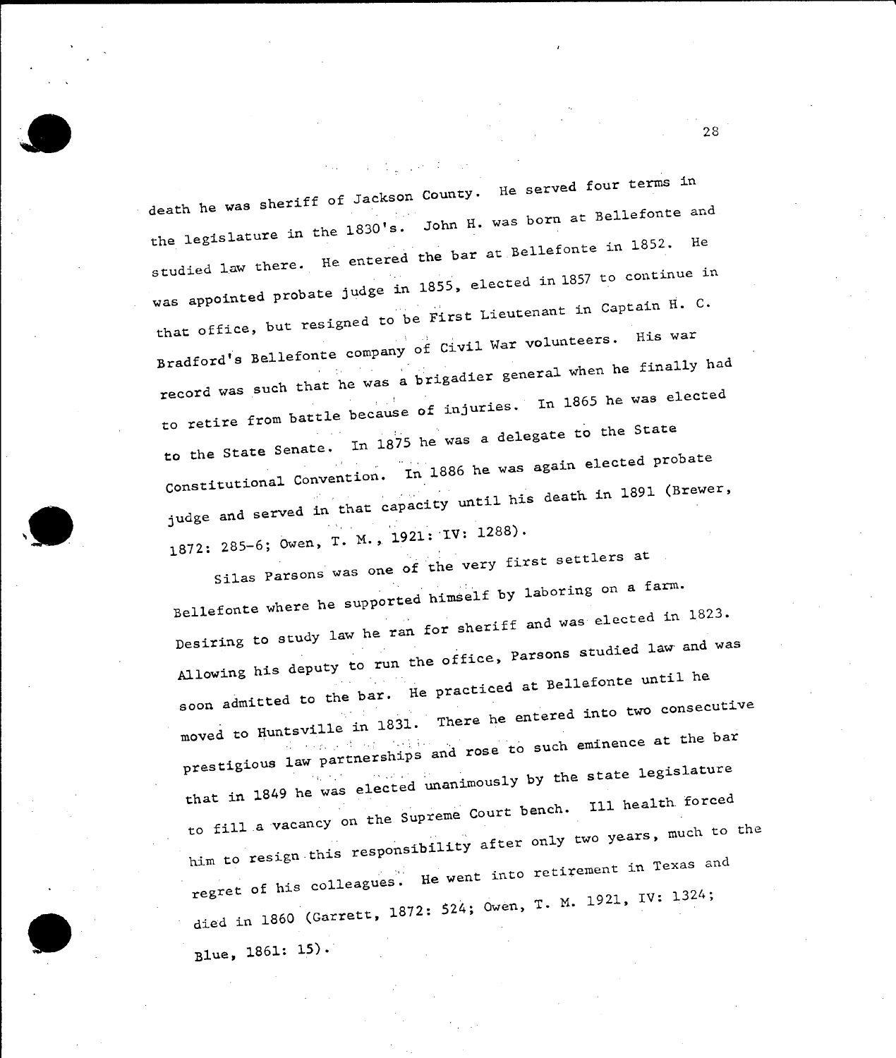death he was sheriff of Jackson County. He served four terms in the legislature in the 1830's. John H. was born at Bellefonte and studied law there. He entered the bar at Bellefonte in 1852. He was appointed probate judge in 1855, elected in 1857 to continue in that office, but resigned to be First Lieutenant in Captain H. C. Bradford's Bellefonte company of Civil War volunteers. His war record was such that he was a brigadier general when he finally had to retire from battle because of injuries. In 1865 he was elected to the State Senate. In 1875 he was a delegate to the State Constitutional Convention. In 1886 he was again elected probate judge and served in that capacity until his death in 1891 (Brewer, 1872: 285-6; Owen, T. M., 1921: IV: 1288).

Silas Parsons was one of the very first settlers at Bellefonte where he supported himself by laboring on a farm. Desiring to study law he ran for sheriff and was elected in 1823. Allowing his deputy to run the office, Parsons studied law and was soon admitted to the bar. He practiced at Bellefonte until he moved to Huntsville in 1831. There he entered into two consecutive prestigious law partnerships and rose to such eminence at the bar that in 1849 he was elected unanimously by the state legislature to fill a vacancy on the Supreme Court bench. Ill health forced him to resign this responsibility after only two years, much to the regret of his colleagues. He went into retirement in Texas and died in 1860 (Garrett, 1872: 524; Owen, T. M. 1921, IV: 1324; Blue, 1861: 15).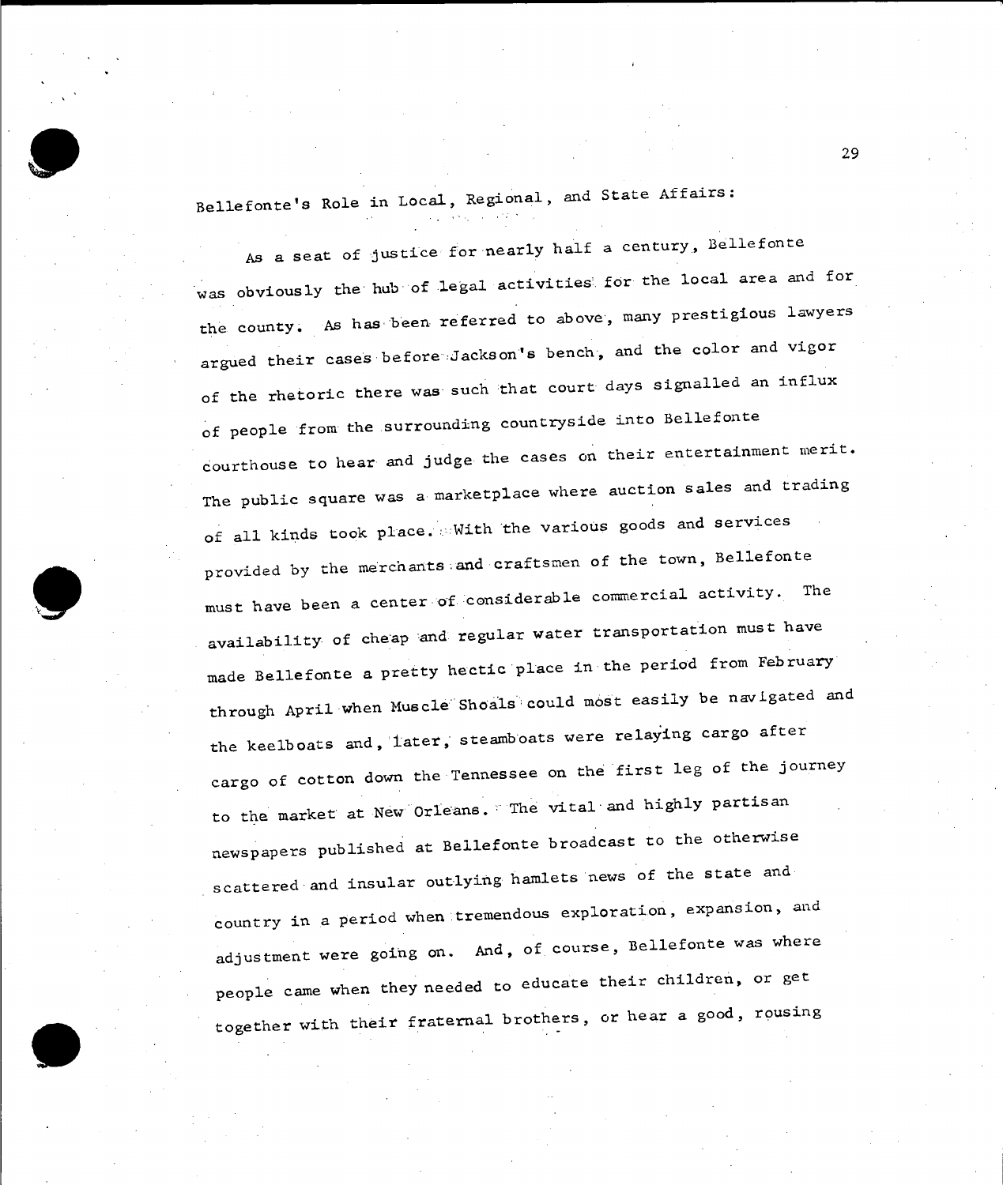## Bellefonte's Role in Local, Regional, and State Affairs:

As a seat of justice for nearly half a century, Bellefonte was obviously the hub of legal activities for the local area and for the county. As has been referred to above, many prestigious lawyers argued their cases before Jackson's bench, and the color and vigor of the rhetoric there was such that court days signalled an influx of people from the surrounding countryside into Bellefonte courthouse to hear and judge the cases on their entertainment merit. The public square was a marketplace where auction sales and trading of all kinds took place. With the various goods and services provided by the merchants and craftsmen of the town, Bellefonte must have been a center of considerable commercial activity. The availability of cheap and regular water transportation must have made Bellefonte a pretty hectic place in the period from February through April when Muscle Shoals could most easily be navigated and the keelboats and, later, steamboats were relaying cargo after cargo of cotton down the Tennessee on the first leg of the journey to the market at New Orleans. The vital and highly partisan newspapers published at Bellefonte broadcast to the otherwise scattered and insular outlying hamlets news of the state and country in a period when tremendous exploration, expansion, and adjustment were going on. And, of course, Bellefonte was where people came when they needed to educate their children, or get together with their fraternal brothers, or hear a good, rousing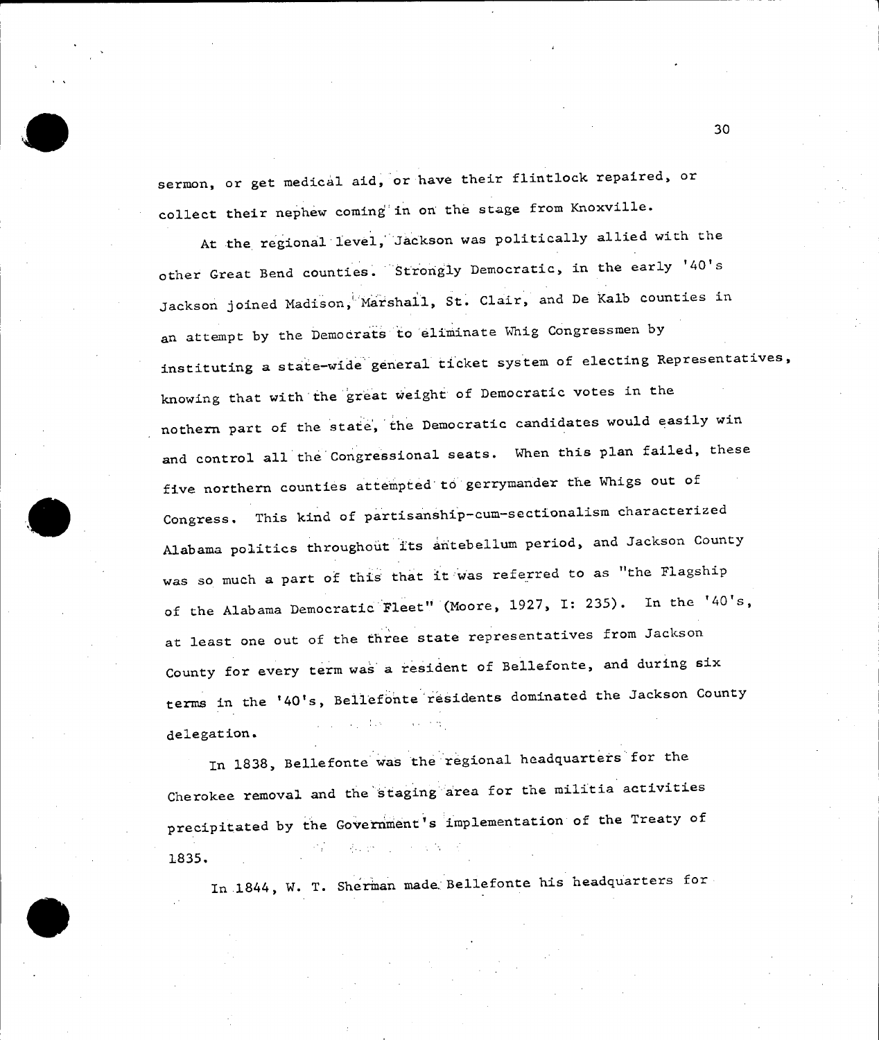sermon, or get medical aid, or have their flintlock repaired, or collect their nephew coming in on the stage from Knoxville.

At the regional level, Jackson was politically allied with the other Great Bend counties. Strongly Democratic, in the early '40's Jackson joined Madison, Marshall, St. Clair, and De Kalb counties in an attempt by the Democrats to eliminate Whig Congressmen by instituting a state-wide general ticket system of electing Representatives, knowing that with the great weight of Democratic votes in the nothern part of the state, the Democratic candidates would easily win and control all the Congressional seats. When this plan failed, these five northern counties attempted to gerrymander the Whigs out of Congress. This kind of partisanship-cum-sectionalism characterized Alabama politics throughout its antebellum period, and Jackson County was so much a part of this that it was referred to as "the Flagship of the Alabama Democratic Fleet" (Moore, 1927, I: 235). In the '40's, at least one out of the three state representatives from Jackson County for every term was a resident of Bellefonte, and during six terms in the '40's, Bellefonte residents dominated the Jackson County delegation.

In 1838, Bellefonte was the regional headquarters for the Cherokee removal and the staging area for the militia activities precipitated by the Government's implementation of the Treaty of 1835.

In 1844, W. T. Sherman made Bellefonte his headquarters for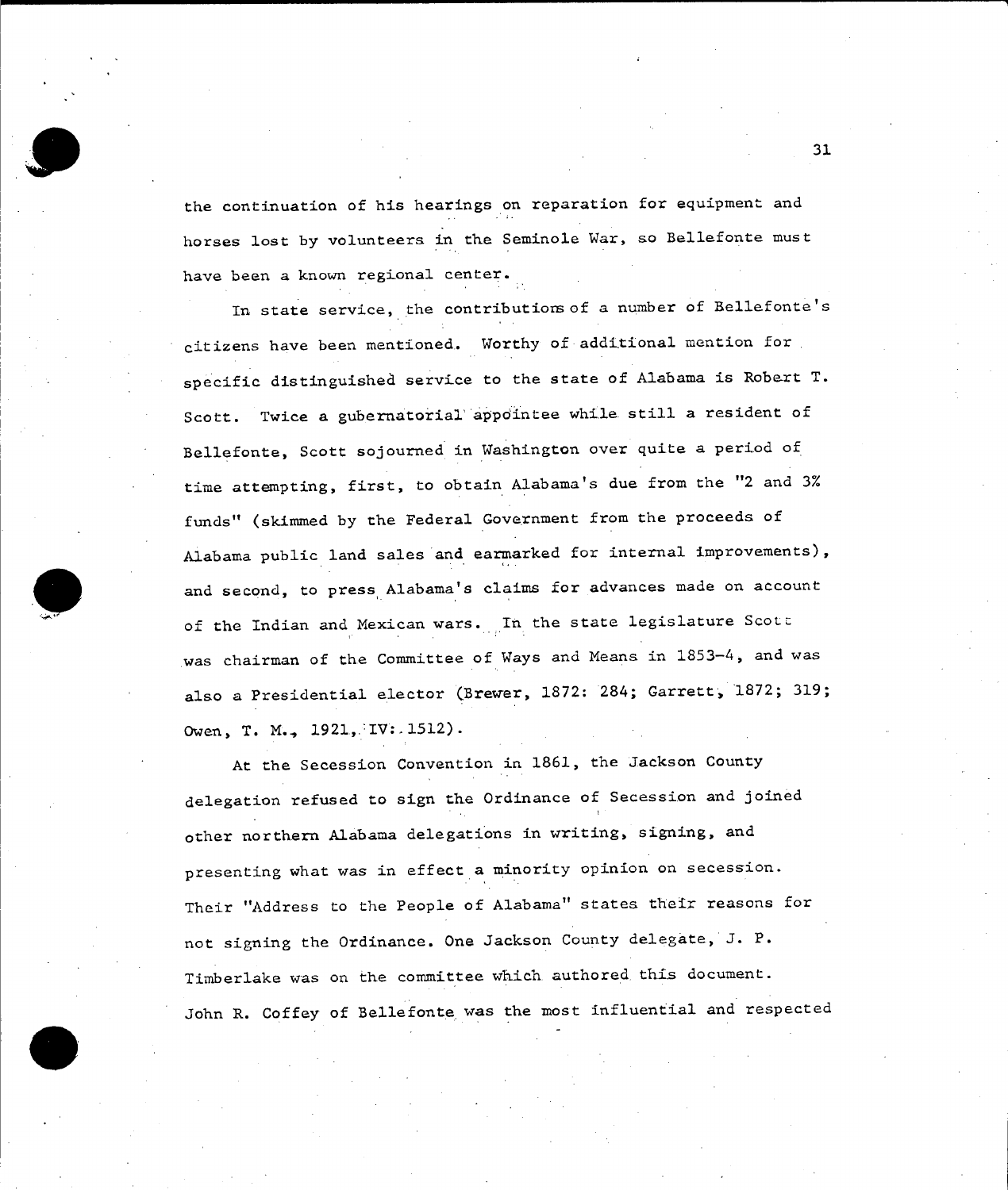the continuation of his hearings on reparation for equipment and horses lost by volunteers in the Seminole War, so Bellefonte must have been a known regional center.

In state service, the contributions of a number of Bellefonte's citizens have been mentioned. Worthy of additional mention for specific distinguished service to the state of Alabama is Robert T. Scott. Twice a gubernatorial appointee while still a resident of Bellefonte, Scott sojourned in Washington over quite a period of time attempting, first, to obtain Alabama's due from the "2 and 3% funds" (skimmed by the Federal Government from the proceeds of Alabama public land sales and earmarked for internal improvements), and second, to press Alabama's claims for advances made on account of the Indian and Mexican wars. In the state legislature Scott was chairman of the Committee of Ways and Means in 1853-4, and was also a Presidential elector (Brewer, 1872: 284; Garrett, 1872; 319; Owen, T. M., 1921, IV: 1512).

At the Secession Convention in 1861, the Jackson County delegation refused to sign the Ordinance of Secession and joined other northern Alabama delegations in writing, signing, and presenting what was in effect a minority opinion on secession. Their "Address to the People of Alabama" states their reasons for not signing the Ordinance. One Jackson County delegate, J. P. Timberlake was on the committee which authored this document. John R. Coffey of Bellefonte was the most influential and respected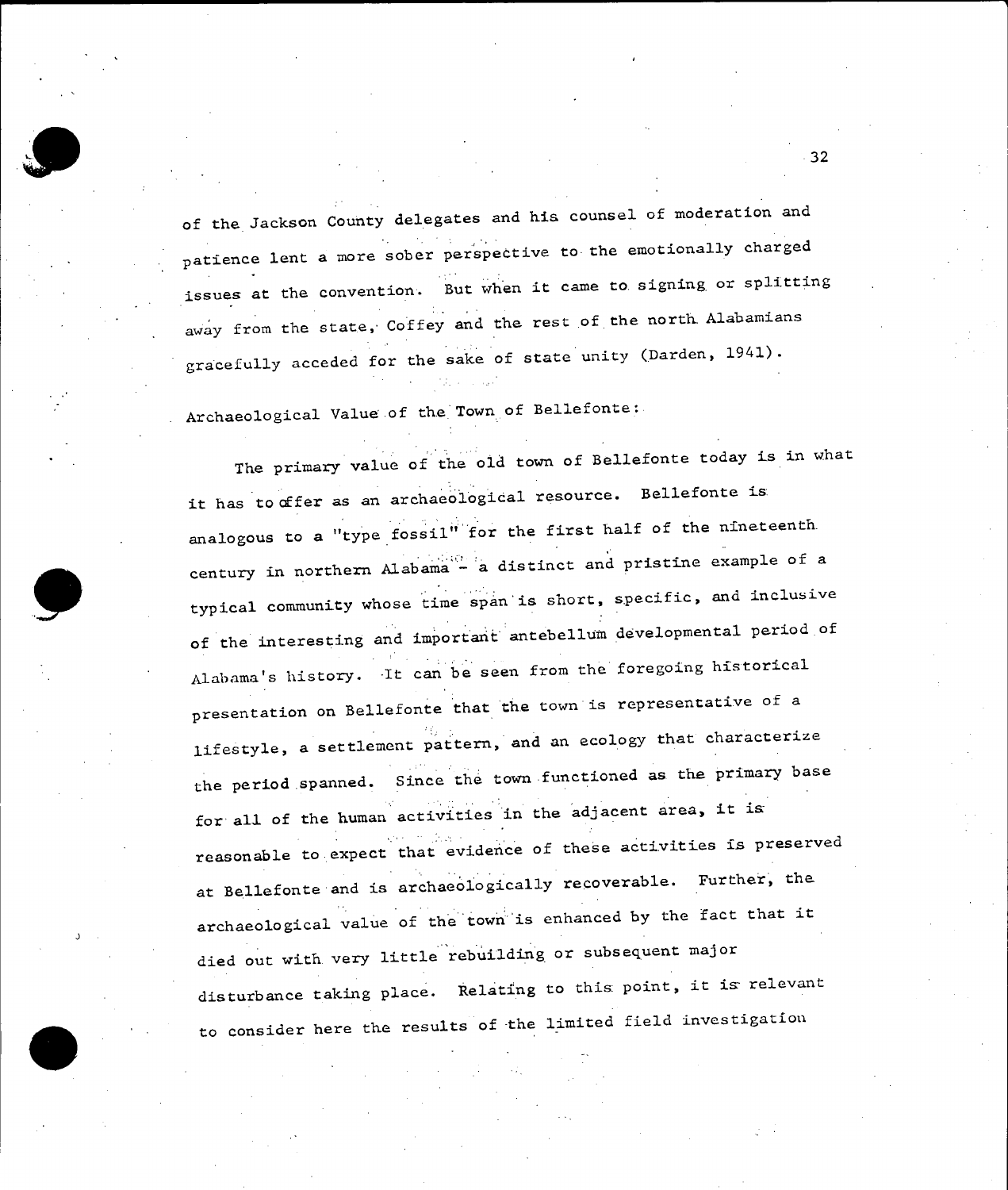of the Jackson County delegates and his counsel of moderation and patience lent a more sober perspective to the emotionally charged issues at the convention. But when it came to signing or splitting away from the state, Coffey and the rest of the north Alabamians gracefully acceded for the sake of state unity (Darden, 1941).

Archaeological Value of the Town of Bellefonte:

The primary value of the old town of Bellefonte today is in what it has to offer as an archaeological resource. Bellefonte is analogous to a "type fossil" for the first half of the nineteenth century in northern Alabama - a distinct and pristine example of a typical community whose time span is short, specific, and inclusive of the interesting and important antebellum developmental period of Alabama's history. It can be seen from the foregoing historical presentation on Bellefonte that the town is representative of a lifestyle, a settlement pattern, and an ecology that characterize the period spanned. Since the town functioned as the primary base for all of the human activities in the adjacent area, it is reasonable to expect that evidence of these activities is preserved at Bellefonte and is archaeologically recoverable. Further, the archaeological value of the town is enhanced by the fact that it died out with very little rebuilding or subsequent major disturbance taking place. Relating to this point, it is relevant to consider here the results of the limited field investigation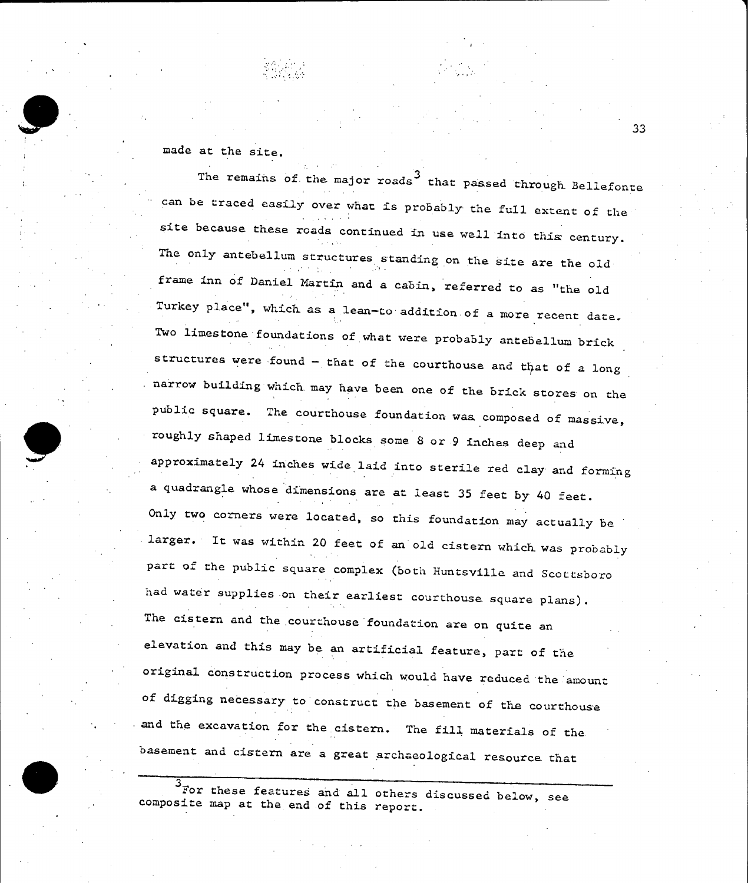made at the site.

The remains of the major roads[3] that passed through Bellefonte can be traced easily over what is probably the full extent of the site because these roads continued in use well into this century. The only antebellum structures standing on the site are the old frame inn of Daniel Martin and a cabin, referred to as "the old Turkey place", which as a lean-to addition of a more recent date. Two limestone foundations of what were probably antebellum brick structures were found – that of the courthouse and that of a long narrow building which may have been one of the brick stores on the public square. The courthouse foundation was composed of massive, roughly shaped limestone blocks some 8 or 9 inches deep and approximately 24 inches wide laid into sterile red clay and forming a quadrangle whose dimensions are at least 35 feet by 40 feet. Only two corners were located, so this foundation may actually be larger. It was within 20 feet of an old cistern which was probably part of the public square complex (both Huntsville and Scottsboro had water supplies on their earliest courthouse square plans). The cistern and the courthouse foundation are on quite an elevation and this may be an artificial feature, part of the original construction process which would have reduced the amount of digging necessary to construct the basement of the courthouse and the excavation for the cistern. The fill materials of the basement and cistern are a great archaeological resource that

---

[3] For these features and all others discussed below, see composite map at the end of this report.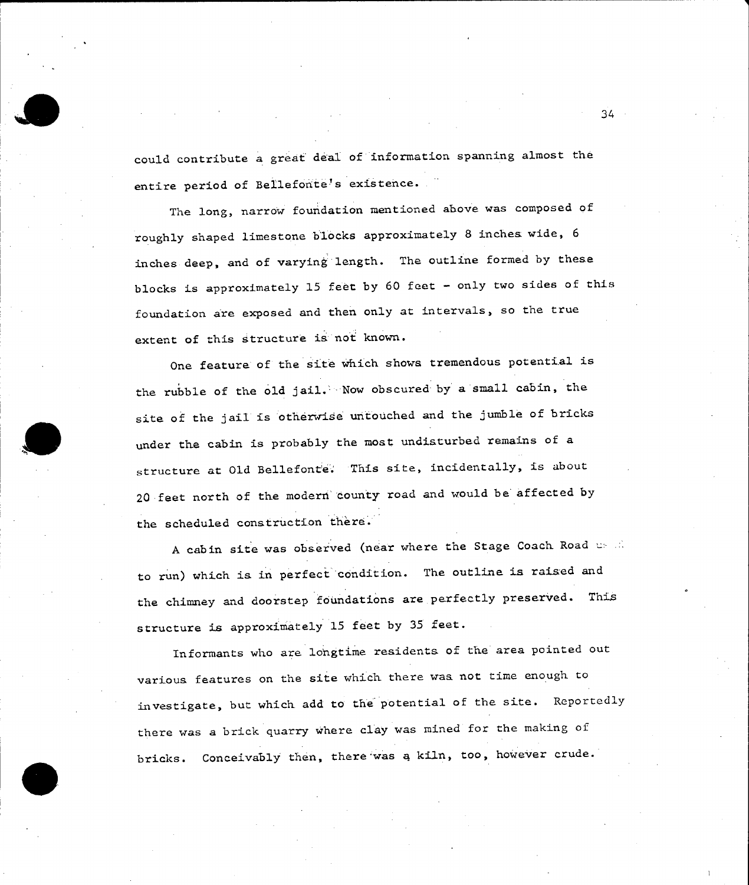could contribute a great deal of information spanning almost the entire period of Bellefonte's existence.

The long, narrow foundation mentioned above was composed of roughly shaped limestone blocks approximately 8 inches wide, 6 inches deep, and of varying length. The outline formed by these blocks is approximately 15 feet by 60 feet - only two sides of this foundation are exposed and then only at intervals, so the true extent of this structure is not known.

One feature of the site which shows tremendous potential is the rubble of the old jail. Now obscured by a small cabin, the site of the jail is otherwise untouched and the jumble of bricks under the cabin is probably the most undisturbed remains of a structure at Old Bellefonte. This site, incidentally, is about 20 feet north of the modern county road and would be affected by the scheduled construction there.

A cabin site was observed (near where the Stage Coach Road used to run) which is in perfect condition. The outline is raised and the chimney and doorstep foundations are perfectly preserved. This structure is approximately 15 feet by 35 feet.

Informants who are longtime residents of the area pointed out various features on the site which there was not time enough to investigate, but which add to the potential of the site. Reportedly there was a brick quarry where clay was mined for the making of bricks. Conceivably then, there was a kiln, too, however crude.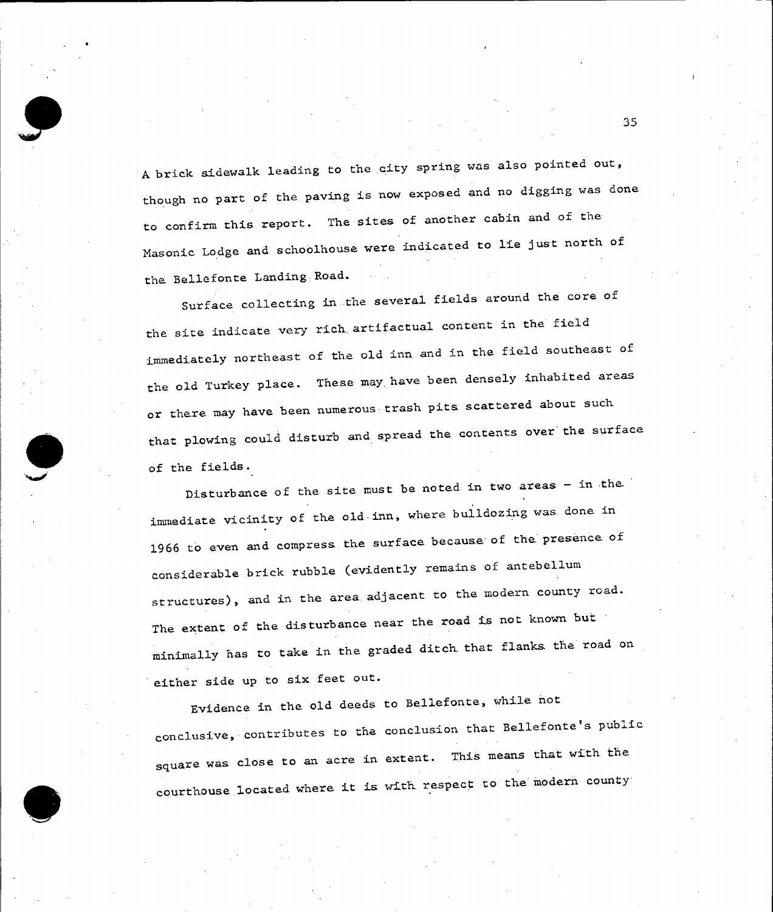A brick sidewalk leading to the city spring was also pointed out, though no part of the paving is now exposed and no digging was done to confirm this report. The sites of another cabin and of the Masonic Lodge and schoolhouse were indicated to lie just north of the Bellefonte Landing Road.

Surface collecting in the several fields around the core of the site indicate very rich artifactual content in the field immediately northeast of the old inn and in the field southeast of the old Turkey place. These may have been densely inhabited areas or there may have been numerous trash pits scattered about such that plowing could disturb and spread the contents over the surface of the fields.

Disturbance of the site must be noted in two areas - in the immediate vicinity of the old inn, where bulldozing was done in 1966 to even and compress the surface because of the presence of considerable brick rubble (evidently remains of antebellum structures), and in the area adjacent to the modern county road. The extent of the disturbance near the road is not known but minimally has to take in the graded ditch that flanks the road on either side up to six feet out.

Evidence in the old deeds to Bellefonte, while not conclusive, contributes to the conclusion that Bellefonte's public square was close to an acre in extent. This means that with the courthouse located where it is with respect to the modern county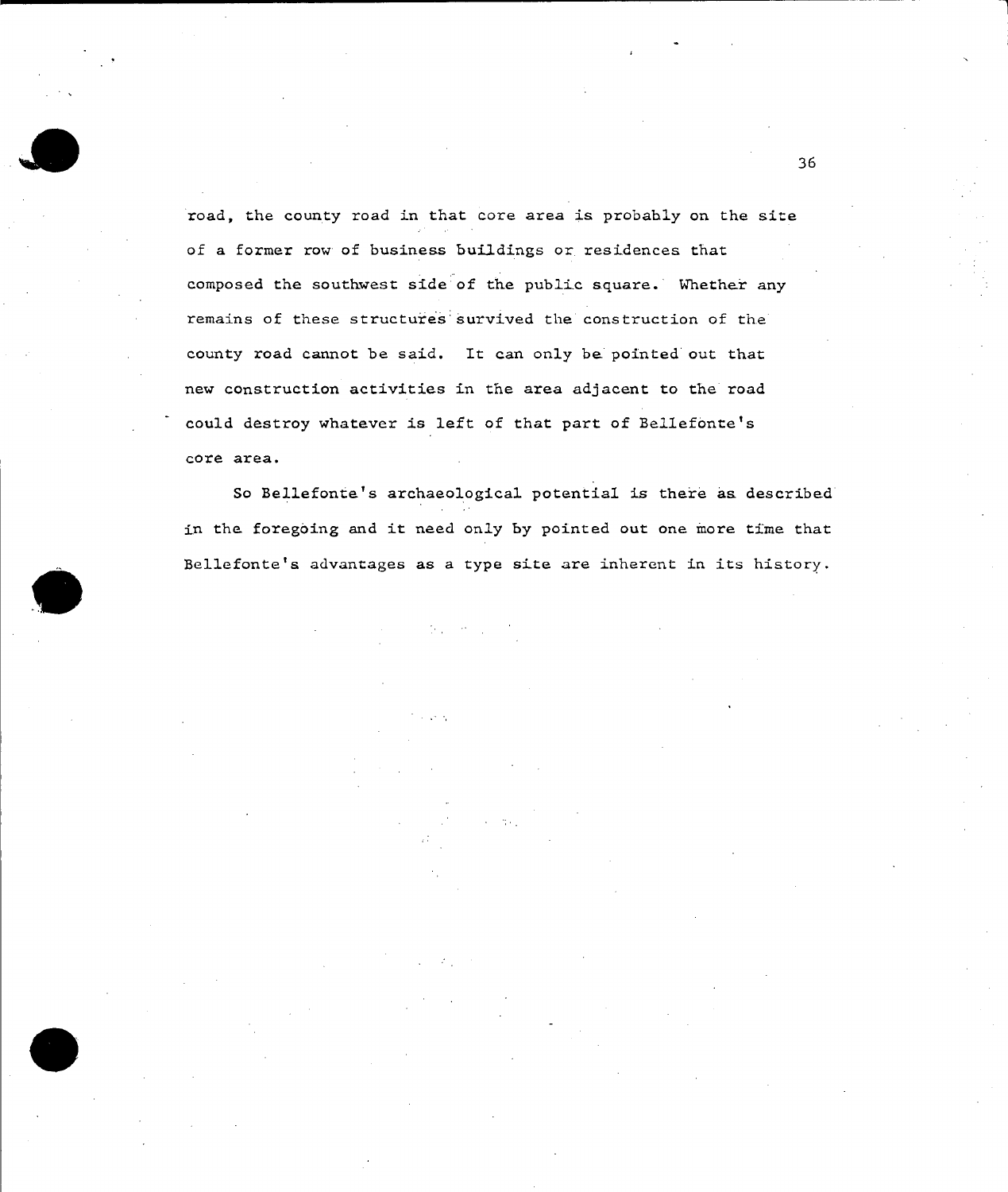road, the county road in that core area is probably on the site of a former row of business buildings or residences that composed the southwest side of the public square. Whether any remains of these structures survived the construction of the county road cannot be said. It can only be pointed out that new construction activities in the area adjacent to the road could destroy whatever is left of that part of Bellefonte's core area.

So Bellefonte's archaeological potential is there as described in the foregoing and it need only by pointed out one more time that Bellefonte's advantages as a type site are inherent in its history.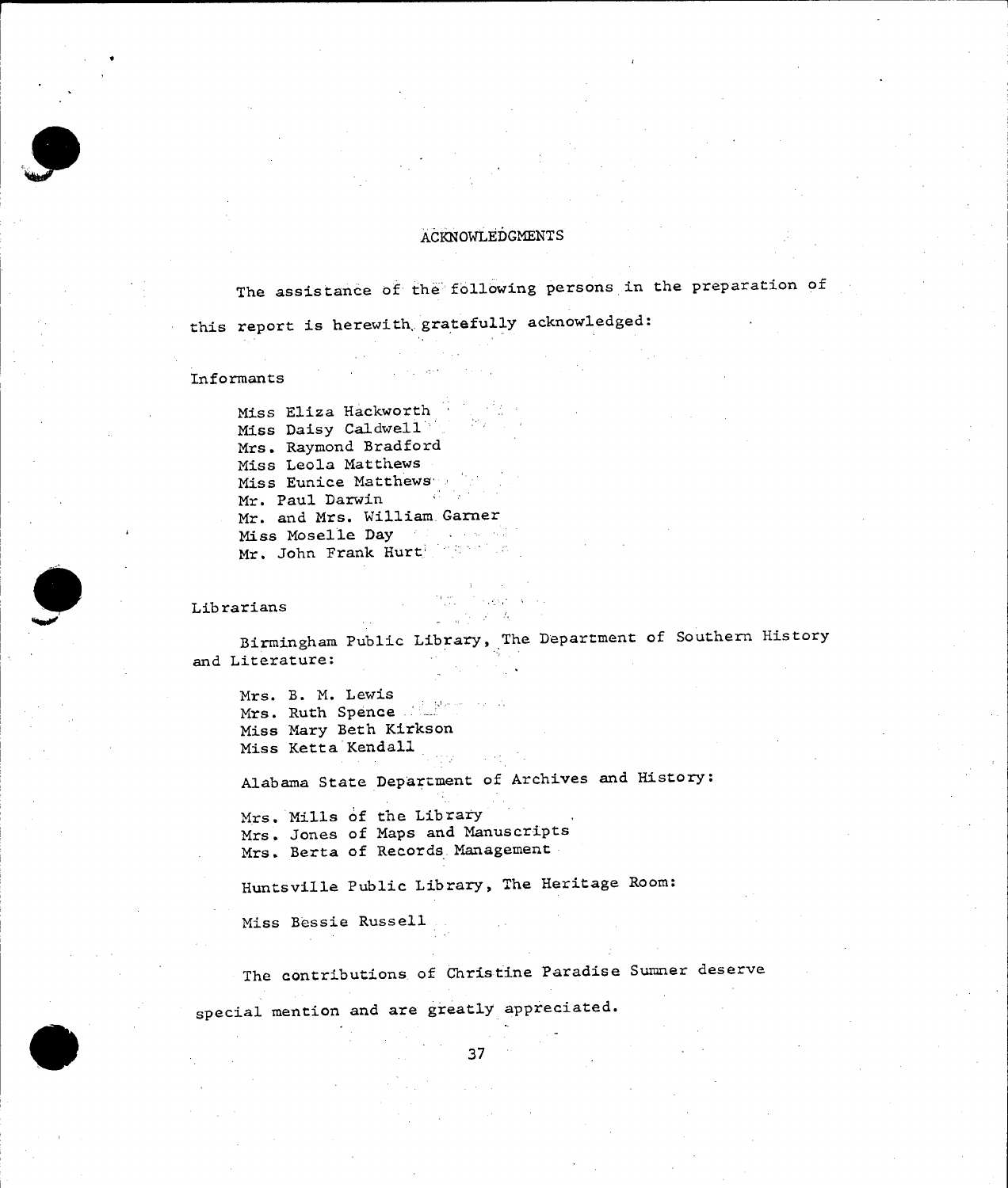# ACKNOWLEDGMENTS

The assistance of the following persons in the preparation of this report is herewith gratefully acknowledged:

Informants

Miss Eliza Hackworth
Miss Daisy Caldwell
Mrs. Raymond Bradford
Miss Leola Matthews
Miss Eunice Matthews
Mr. Paul Darwin
Mr. and Mrs. William Garner
Miss Moselle Day
Mr. John Frank Hurt

Librarians

Birmingham Public Library, The Department of Southern History and Literature:

Mrs. B. M. Lewis
Mrs. Ruth Spence
Miss Mary Beth Kirkson
Miss Ketta Kendall

Alabama State Department of Archives and History:

Mrs. Mills of the Library
Mrs. Jones of Maps and Manuscripts
Mrs. Berta of Records Management

Huntsville Public Library, The Heritage Room:

Miss Bessie Russell

The contributions of Christine Paradise Sumner deserve special mention and are greatly appreciated.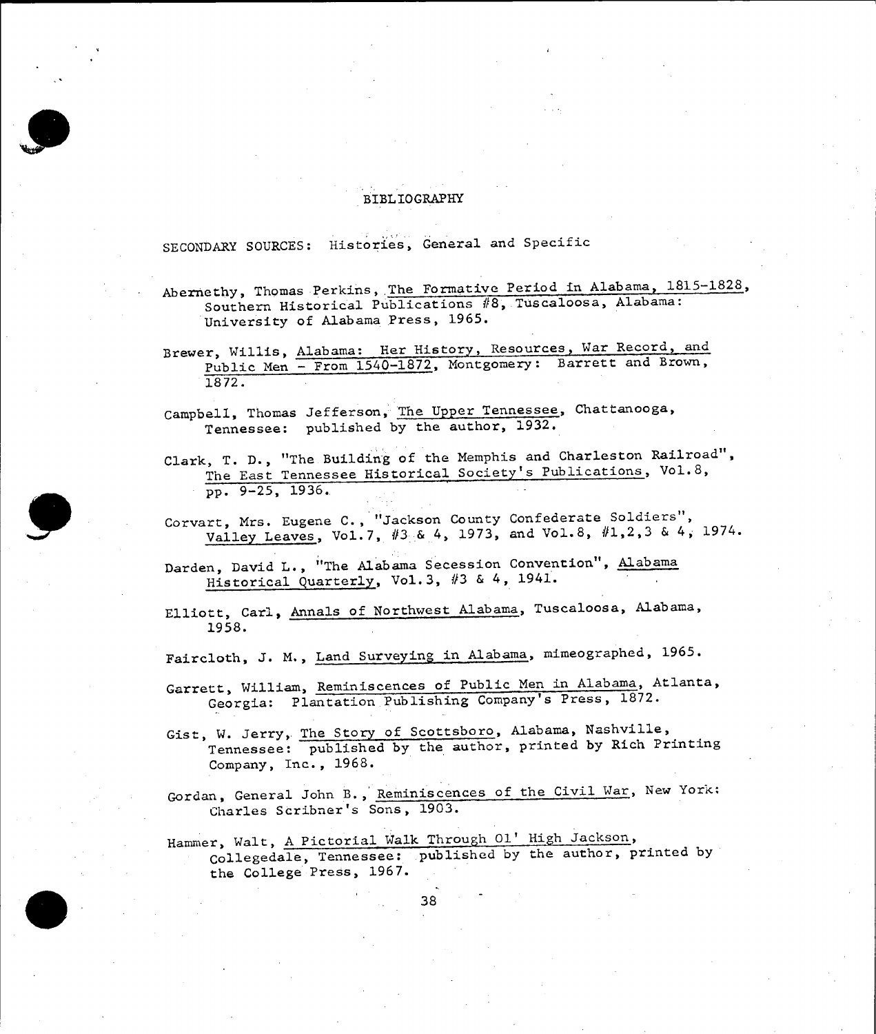# BIBLIOGRAPHY

SECONDARY SOURCES: Histories, General and Specific

Abernethy, Thomas Perkins, The Formative Period in Alabama, 1815-1828, Southern Historical Publications #8, Tuscaloosa, Alabama: University of Alabama Press, 1965.

Brewer, Willis, Alabama: Her History, Resources, War Record, and Public Men - From 1540-1872, Montgomery: Barrett and Brown, 1872.

Campbell, Thomas Jefferson, The Upper Tennessee, Chattanooga, Tennessee: published by the author, 1932.

Clark, T. D., "The Building of the Memphis and Charleston Railroad", The East Tennessee Historical Society's Publications, Vol.8, pp. 9-25, 1936.

Corvart, Mrs. Eugene C., "Jackson County Confederate Soldiers", Valley Leaves, Vol.7, #3 & 4, 1973, and Vol.8, #1,2,3 & 4, 1974.

Darden, David L., "The Alabama Secession Convention", Alabama Historical Quarterly, Vol.3, #3 & 4, 1941.

Elliott, Carl, Annals of Northwest Alabama, Tuscaloosa, Alabama, 1958.

Faircloth, J. M., Land Surveying in Alabama, mimeographed, 1965.

Garrett, William, Reminiscences of Public Men in Alabama, Atlanta, Georgia: Plantation Publishing Company's Press, 1872.

Gist, W. Jerry, The Story of Scottsboro, Alabama, Nashville, Tennessee: published by the author, printed by Rich Printing Company, Inc., 1968.

Gordan, General John B., Reminiscences of the Civil War, New York: Charles Scribner's Sons, 1903.

Hammer, Walt, A Pictorial Walk Through Ol' High Jackson, Collegedale, Tennessee: published by the author, printed by the College Press, 1967.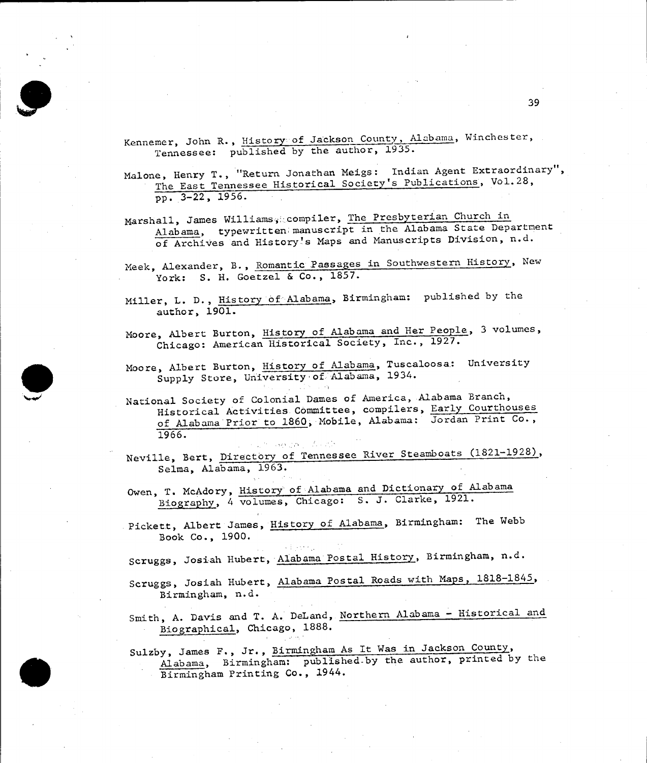Kennemer, John R., History of Jackson County, Alabama, Winchester, Tennessee: published by the author, 1935.

Malone, Henry T., "Return Jonathan Meigs: Indian Agent Extraordinary", The East Tennessee Historical Society's Publications, Vol.28, pp. 3-22, 1956.

Marshall, James Williams, compiler, The Presbyterian Church in Alabama, typewritten manuscript in the Alabama State Department of Archives and History's Maps and Manuscripts Division, n.d.

Meek, Alexander, B., Romantic Passages in Southwestern History, New York: S. H. Goetzel & Co., 1857.

Miller, L. D., History of Alabama, Birmingham: published by the author, 1901.

Moore, Albert Burton, History of Alabama and Her People, 3 volumes, Chicago: American Historical Society, Inc., 1927.

Moore, Albert Burton, History of Alabama, Tuscaloosa: University Supply Store, University of Alabama, 1934.

National Society of Colonial Dames of America, Alabama Branch, Historical Activities Committee, compilers, Early Courthouses of Alabama Prior to 1860, Mobile, Alabama: Jordan Print Co., 1966.

Neville, Bert, Directory of Tennessee River Steamboats (1821-1928), Selma, Alabama, 1963.

Owen, T. McAdory, History of Alabama and Dictionary of Alabama Biography, 4 volumes, Chicago: S. J. Clarke, 1921.

Pickett, Albert James, History of Alabama, Birmingham: The Webb Book Co., 1900.

Scruggs, Josiah Hubert, Alabama Postal History, Birmingham, n.d.

Scruggs, Josiah Hubert, Alabama Postal Roads with Maps, 1818-1845, Birmingham, n.d.

Smith, A. Davis and T. A. DeLand, Northern Alabama - Historical and Biographical, Chicago, 1888.

Sulzby, James F., Jr., Birmingham As It Was in Jackson County, Alabama, Birmingham: published by the author, printed by the Birmingham Printing Co., 1944.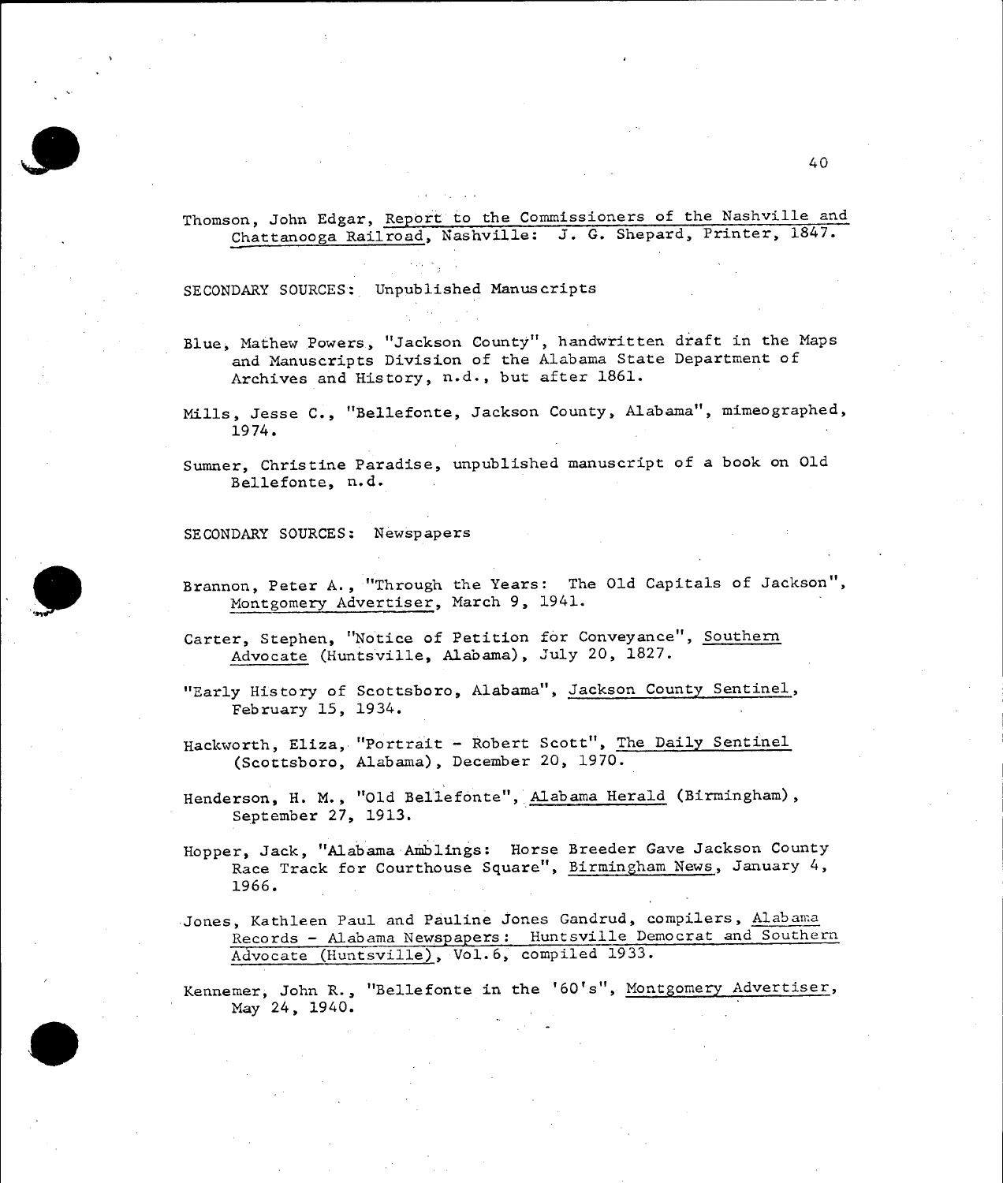Thomson, John Edgar, _Report to the Commissioners of the Nashville and Chattanooga Railroad_, Nashville: J. G. Shepard, Printer, 1847.

SECONDARY SOURCES: Unpublished Manuscripts

Blue, Mathew Powers, "Jackson County", handwritten draft in the Maps and Manuscripts Division of the Alabama State Department of Archives and History, n.d., but after 1861.

Mills, Jesse C., "Bellefonte, Jackson County, Alabama", mimeographed, 1974.

Sumner, Christine Paradise, unpublished manuscript of a book on Old Bellefonte, n.d.

SECONDARY SOURCES: Newspapers

Brannon, Peter A., "Through the Years: The Old Capitals of Jackson", _Montgomery Advertiser_, March 9, 1941.

Carter, Stephen, "Notice of Petition for Conveyance", _Southern Advocate_ (Huntsville, Alabama), July 20, 1827.

"Early History of Scottsboro, Alabama", _Jackson County Sentinel_, February 15, 1934.

Hackworth, Eliza, "Portrait - Robert Scott", _The Daily Sentinel_ (Scottsboro, Alabama), December 20, 1970.

Henderson, H. M., "Old Bellefonte", _Alabama Herald_ (Birmingham), September 27, 1913.

Hopper, Jack, "Alabama Amblings: Horse Breeder Gave Jackson County Race Track for Courthouse Square", _Birmingham News_, January 4, 1966.

Jones, Kathleen Paul and Pauline Jones Gandrud, compilers, _Alabama Records - Alabama Newspapers: Huntsville Democrat and Southern Advocate (Huntsville)_, Vol.6, compiled 1933.

Kennemer, John R., "Bellefonte in the '60's", _Montgomery Advertiser_, May 24, 1940.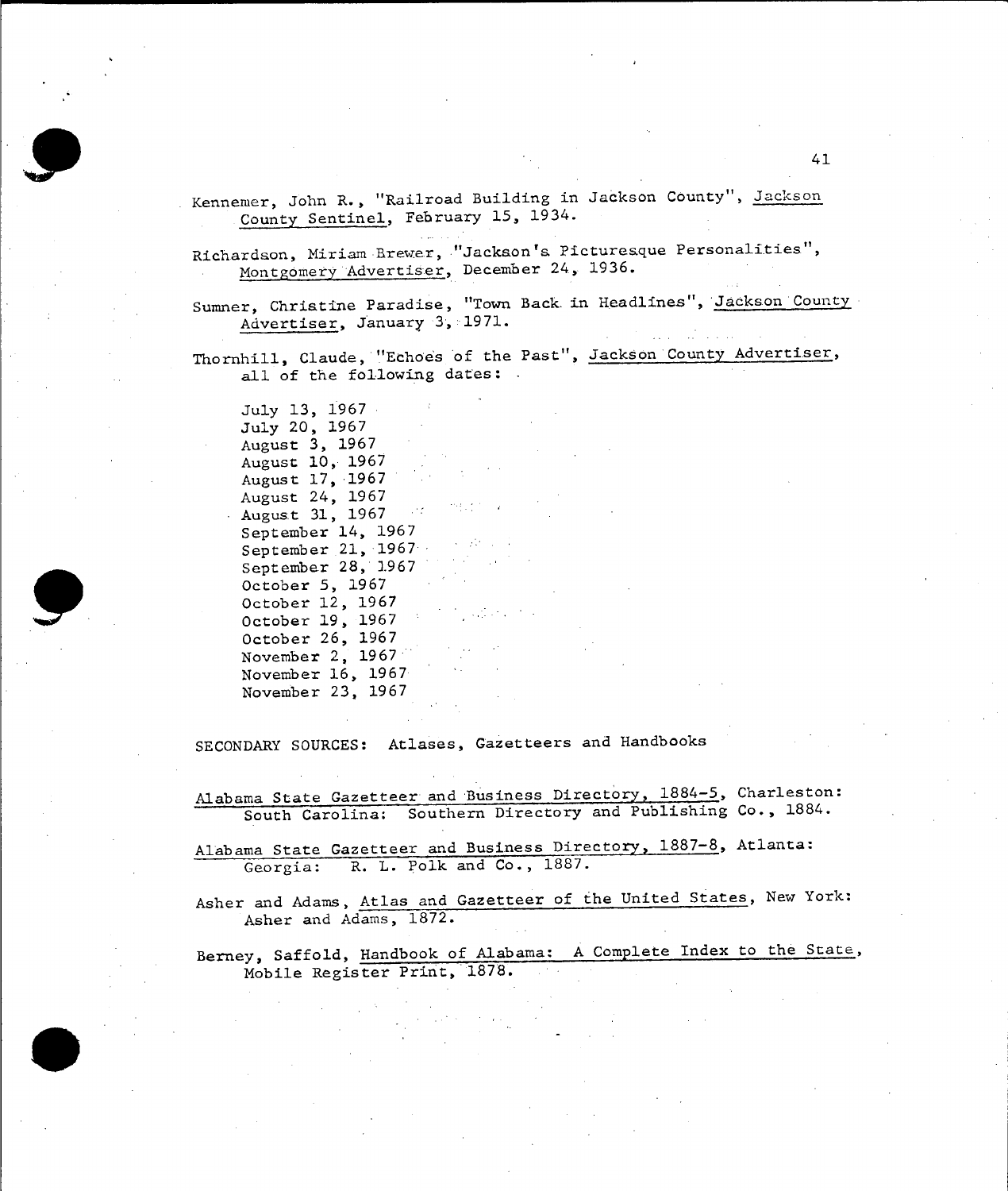Kennemer, John R., "Railroad Building in Jackson County", Jackson County Sentinel, February 15, 1934.

Richardson, Miriam Brewer, "Jackson's Picturesque Personalities", Montgomery Advertiser, December 24, 1936.

Sumner, Christine Paradise, "Town Back in Headlines", Jackson County Advertiser, January 3, 1971.

Thornhill, Claude, "Echoes of the Past", Jackson County Advertiser, all of the following dates:

July 13, 1967
July 20, 1967
August 3, 1967
August 10, 1967
August 17, 1967
August 24, 1967
August 31, 1967
September 14, 1967
September 21, 1967
September 28, 1967
October 5, 1967
October 12, 1967
October 19, 1967
October 26, 1967
November 2, 1967
November 16, 1967
November 23, 1967

SECONDARY SOURCES: Atlases, Gazetteers and Handbooks

Alabama State Gazetteer and Business Directory, 1884-5, Charleston: South Carolina: Southern Directory and Publishing Co., 1884.

Alabama State Gazetteer and Business Directory, 1887-8, Atlanta: Georgia: R. L. Polk and Co., 1887.

Asher and Adams, Atlas and Gazetteer of the United States, New York: Asher and Adams, 1872.

Berney, Saffold, Handbook of Alabama: A Complete Index to the State, Mobile Register Print, 1878.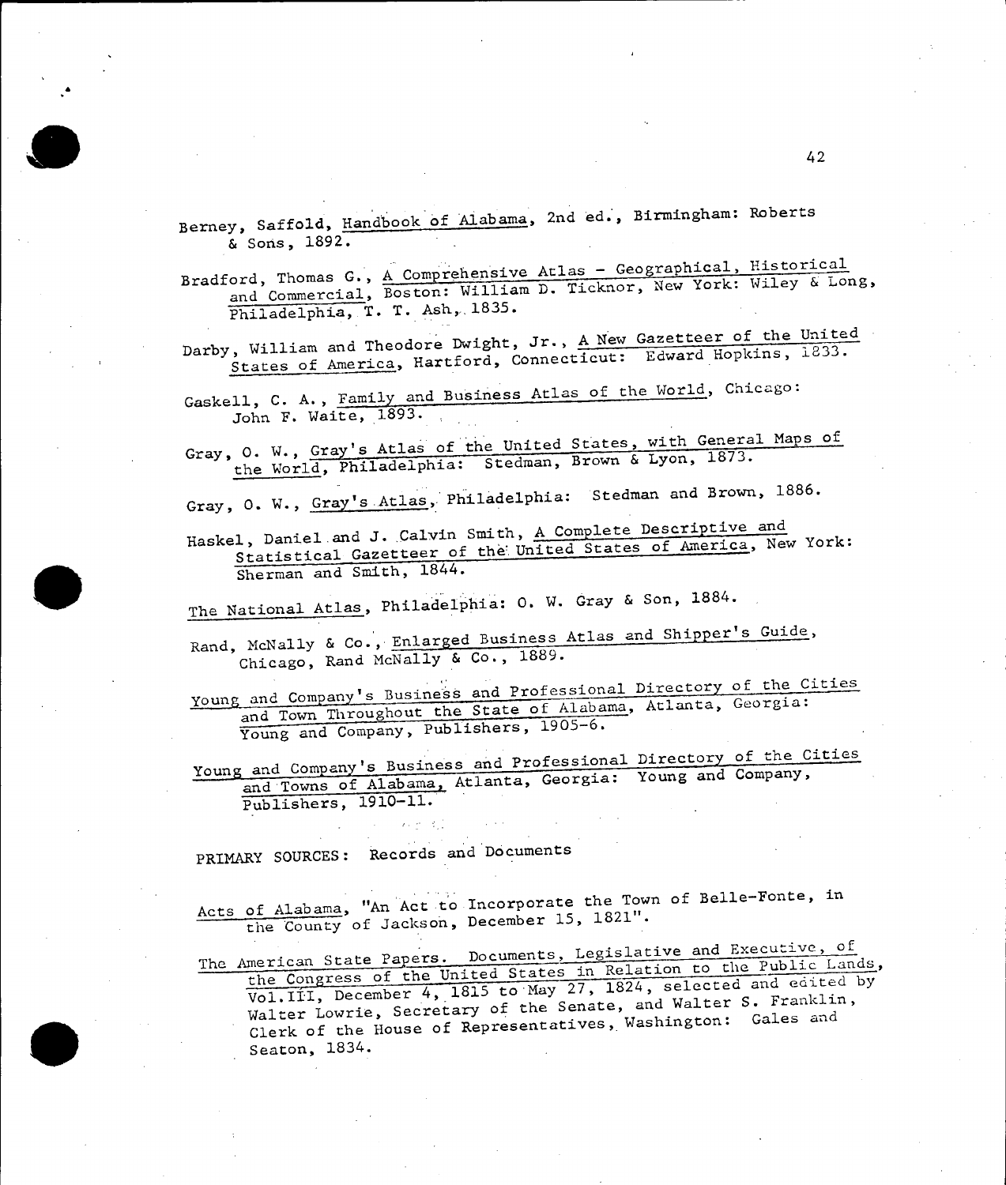Berney, Saffold, _Handbook of Alabama_, 2nd ed., Birmingham: Roberts & Sons, 1892.

Bradford, Thomas G., _A Comprehensive Atlas - Geographical, Historical and Commercial_, Boston: William D. Ticknor, New York: Wiley & Long, Philadelphia, T. T. Ash, 1835.

Darby, William and Theodore Dwight, Jr., _A New Gazetteer of the United States of America_, Hartford, Connecticut: Edward Hopkins, 1833.

Gaskell, C. A., _Family and Business Atlas of the World_, Chicago: John F. Waite, 1893.

Gray, O. W., _Gray's Atlas of the United States, with General Maps of the World_, Philadelphia: Stedman, Brown & Lyon, 1873.

Gray, O. W., _Gray's Atlas_, Philadelphia: Stedman and Brown, 1886.

Haskel, Daniel and J. Calvin Smith, _A Complete Descriptive and Statistical Gazetteer of the United States of America_, New York: Sherman and Smith, 1844.

_The National Atlas_, Philadelphia: O. W. Gray & Son, 1884.

Rand, McNally & Co., _Enlarged Business Atlas and Shipper's Guide_, Chicago, Rand McNally & Co., 1889.

_Young and Company's Business and Professional Directory of the Cities and Town Throughout the State of Alabama_, Atlanta, Georgia: Young and Company, Publishers, 1905-6.

_Young and Company's Business and Professional Directory of the Cities and Towns of Alabama_, Atlanta, Georgia: Young and Company, Publishers, 1910-11.

PRIMARY SOURCES: Records and Documents

_Acts of Alabama_, "An Act to Incorporate the Town of Belle-Fonte, in the County of Jackson, December 15, 1821".

_The American State Papers. Documents, Legislative and Executive, of the Congress of the United States in Relation to the Public Lands, Vol.III, December 4, 1815 to May 27, 1824_, selected and edited by Walter Lowrie, Secretary of the Senate, and Walter S. Franklin, Clerk of the House of Representatives, Washington: Gales and Seaton, 1834.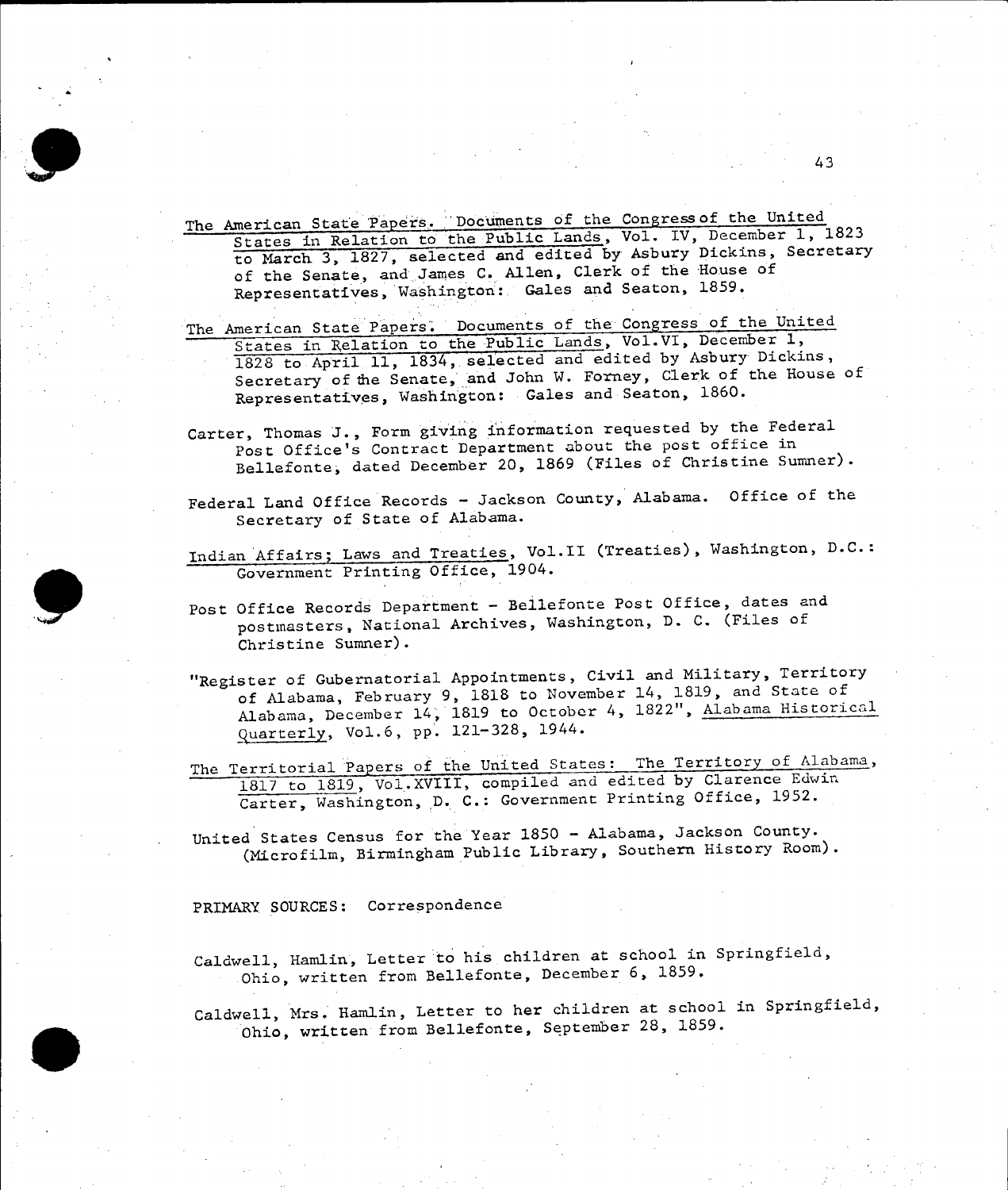The American State Papers. Documents of the Congress of the United States in Relation to the Public Lands, Vol. IV, December 1, 1823 to March 3, 1827, selected and edited by Asbury Dickins, Secretary of the Senate, and James C. Allen, Clerk of the House of Representatives, Washington: Gales and Seaton, 1859.

The American State Papers. Documents of the Congress of the United States in Relation to the Public Lands, Vol.VI, December 1, 1828 to April 11, 1834, selected and edited by Asbury Dickins, Secretary of the Senate, and John W. Forney, Clerk of the House of Representatives, Washington: Gales and Seaton, 1860.

Carter, Thomas J., Form giving information requested by the Federal Post Office's Contract Department about the post office in Bellefonte, dated December 20, 1869 (Files of Christine Sumner).

Federal Land Office Records - Jackson County, Alabama. Office of the Secretary of State of Alabama.

Indian Affairs; Laws and Treaties, Vol.II (Treaties), Washington, D.C.: Government Printing Office, 1904.

Post Office Records Department - Bellefonte Post Office, dates and postmasters, National Archives, Washington, D. C. (Files of Christine Sumner).

"Register of Gubernatorial Appointments, Civil and Military, Territory of Alabama, February 9, 1818 to November 14, 1819, and State of Alabama, December 14, 1819 to October 4, 1822", Alabama Historical Quarterly, Vol.6, pp. 121-328, 1944.

The Territorial Papers of the United States: The Territory of Alabama, 1817 to 1819, Vol.XVIII, compiled and edited by Clarence Edwin Carter, Washington, D. C.: Government Printing Office, 1952.

United States Census for the Year 1850 - Alabama, Jackson County. (Microfilm, Birmingham Public Library, Southern History Room).

PRIMARY SOURCES: Correspondence

Caldwell, Hamlin, Letter to his children at school in Springfield, Ohio, written from Bellefonte, December 6, 1859.

Caldwell, Mrs. Hamlin, Letter to her children at school in Springfield, Ohio, written from Bellefonte, September 28, 1859.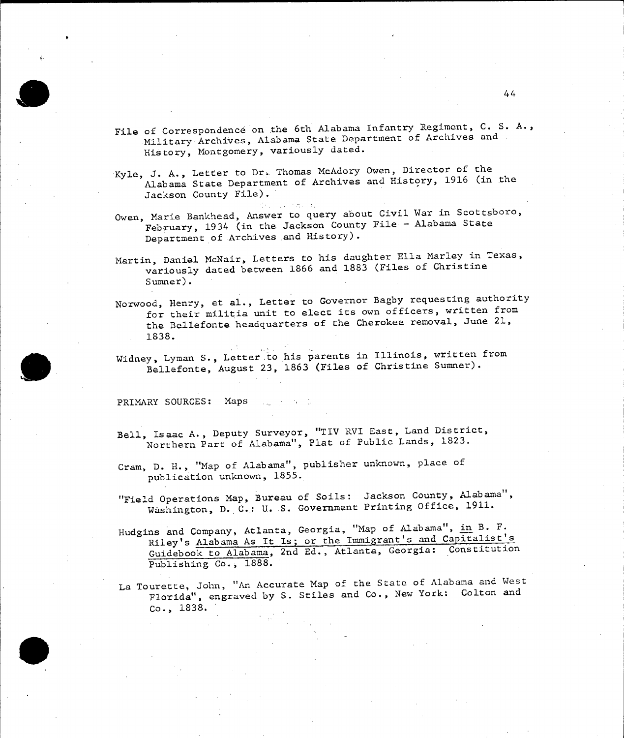File of Correspondence on the 6th Alabama Infantry Regiment, C. S. A., Military Archives, Alabama State Department of Archives and History, Montgomery, variously dated.

Kyle, J. A., Letter to Dr. Thomas McAdory Owen, Director of the Alabama State Department of Archives and History, 1916 (in the Jackson County File).

Owen, Marie Bankhead, Answer to query about Civil War in Scottsboro, February, 1934 (in the Jackson County File - Alabama State Department of Archives and History).

Martin, Daniel McNair, Letters to his daughter Ella Marley in Texas, variously dated between 1866 and 1883 (Files of Christine Sumner).

Norwood, Henry, et al., Letter to Governor Bagby requesting authority for their militia unit to elect its own officers, written from the Bellefonte headquarters of the Cherokee removal, June 21, 1838.

Widney, Lyman S., Letter to his parents in Illinois, written from Bellefonte, August 23, 1863 (Files of Christine Sumner).

PRIMARY SOURCES: Maps

Bell, Isaac A., Deputy Surveyor, "TIV RVI East, Land District, Northern Part of Alabama", Plat of Public Lands, 1823.

Cram, D. H., "Map of Alabama", publisher unknown, place of publication unknown, 1855.

"Field Operations Map, Bureau of Soils: Jackson County, Alabama", Washington, D. C.: U. S. Government Printing Office, 1911.

Hudgins and Company, Atlanta, Georgia, "Map of Alabama", <u>in</u> B. F. Riley's <u>Alabama As It Is; or the Immigrant's and Capitalist's Guidebook to Alabama</u>, 2nd Ed., Atlanta, Georgia: Constitution Publishing Co., 1888.

La Tourette, John, "An Accurate Map of the State of Alabama and West Florida", engraved by S. Stiles and Co., New York: Colton and Co., 1838.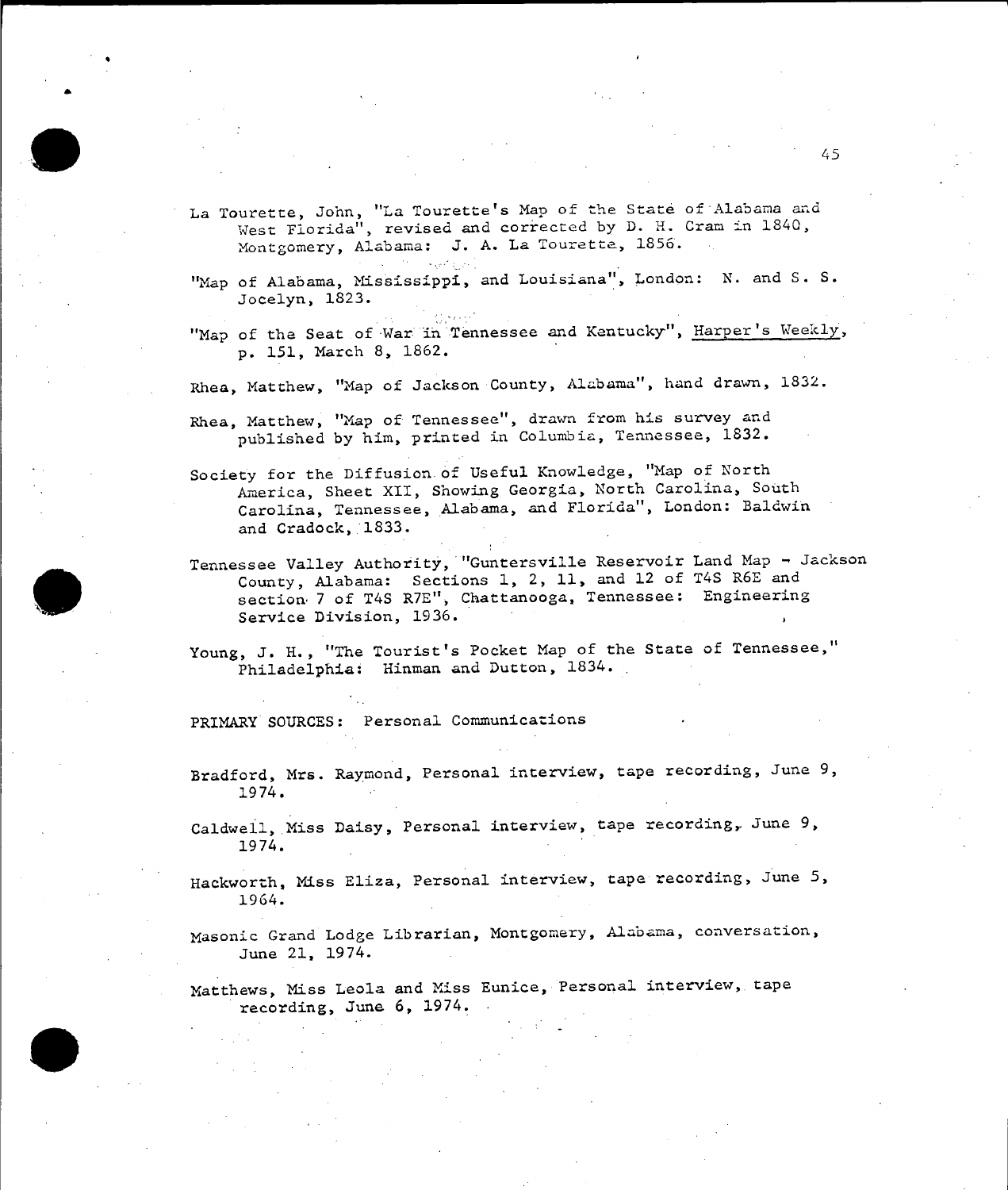La Tourette, John, "La Tourette's Map of the State of Alabama and West Florida", revised and corrected by D. H. Cram in 1840, Montgomery, Alabama: J. A. La Tourette, 1856.

"Map of Alabama, Mississippi, and Louisiana", London: N. and S. S. Jocelyn, 1823.

"Map of the Seat of War in Tennessee and Kentucky", Harper's Weekly, p. 151, March 8, 1862.

Rhea, Matthew, "Map of Jackson County, Alabama", hand drawn, 1832.

Rhea, Matthew, "Map of Tennessee", drawn from his survey and published by him, printed in Columbia, Tennessee, 1832.

Society for the Diffusion of Useful Knowledge, "Map of North America, Sheet XII, Showing Georgia, North Carolina, South Carolina, Tennessee, Alabama, and Florida", London: Baldwin and Cradock, 1833.

Tennessee Valley Authority, "Guntersville Reservoir Land Map - Jackson County, Alabama: Sections 1, 2, 11, and 12 of T4S R6E and section 7 of T4S R7E", Chattanooga, Tennessee: Engineering Service Division, 1936.

Young, J. H., "The Tourist's Pocket Map of the State of Tennessee," Philadelphia: Hinman and Dutton, 1834.

## PRIMARY SOURCES: Personal Communications

Bradford, Mrs. Raymond, Personal interview, tape recording, June 9, 1974.

Caldwell, Miss Daisy, Personal interview, tape recording, June 9, 1974.

Hackworth, Miss Eliza, Personal interview, tape recording, June 5, 1964.

Masonic Grand Lodge Librarian, Montgomery, Alabama, conversation, June 21, 1974.

Matthews, Miss Leola and Miss Eunice, Personal interview, tape recording, June 6, 1974.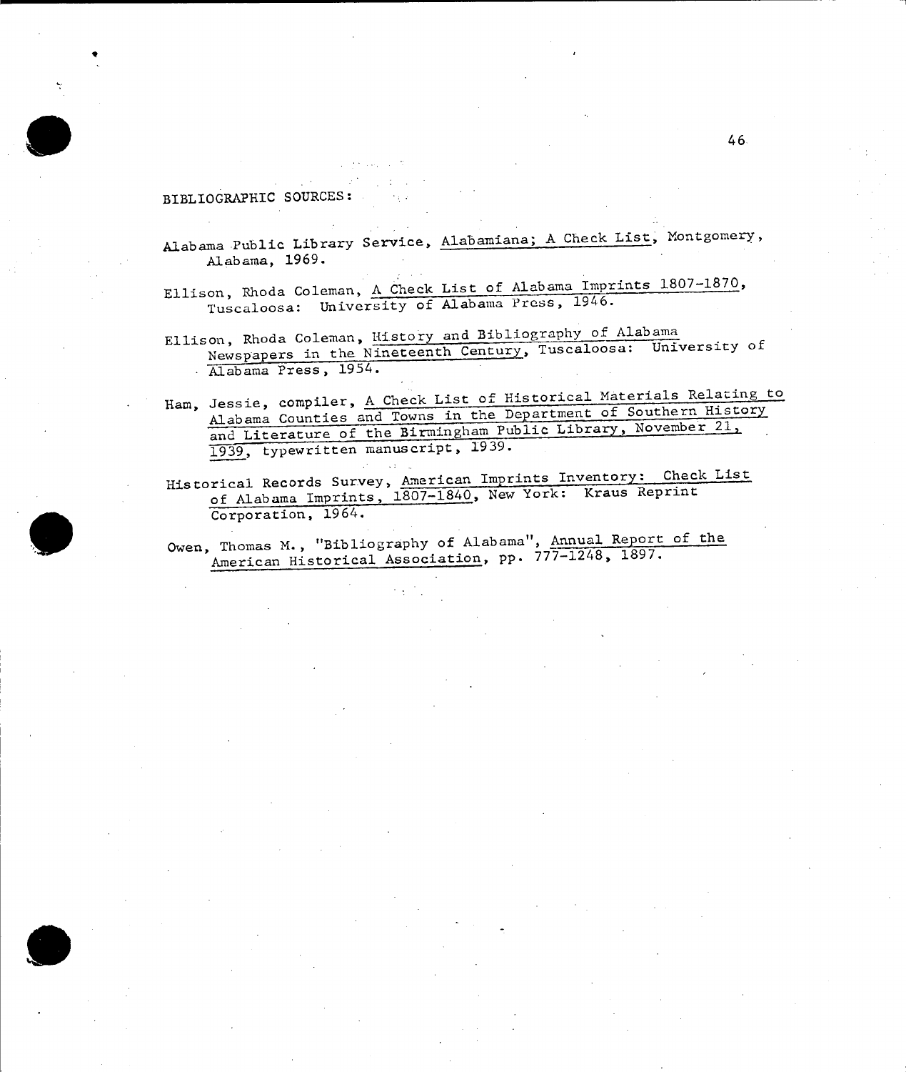BIBLIOGRAPHIC SOURCES:

Alabama Public Library Service, Alabamiana; A Check List, Montgomery, Alabama, 1969.

Ellison, Rhoda Coleman, A Check List of Alabama Imprints 1807-1870, Tuscaloosa: University of Alabama Press, 1946.

Ellison, Rhoda Coleman, History and Bibliography of Alabama Newspapers in the Nineteenth Century, Tuscaloosa: University of Alabama Press, 1954.

Ham, Jessie, compiler, A Check List of Historical Materials Relating to Alabama Counties and Towns in the Department of Southern History and Literature of the Birmingham Public Library, November 21, 1939, typewritten manuscript, 1939.

Historical Records Survey, American Imprints Inventory: Check List of Alabama Imprints, 1807-1840, New York: Kraus Reprint Corporation, 1964.

Owen, Thomas M., "Bibliography of Alabama", Annual Report of the American Historical Association, pp. 777-1248, 1897.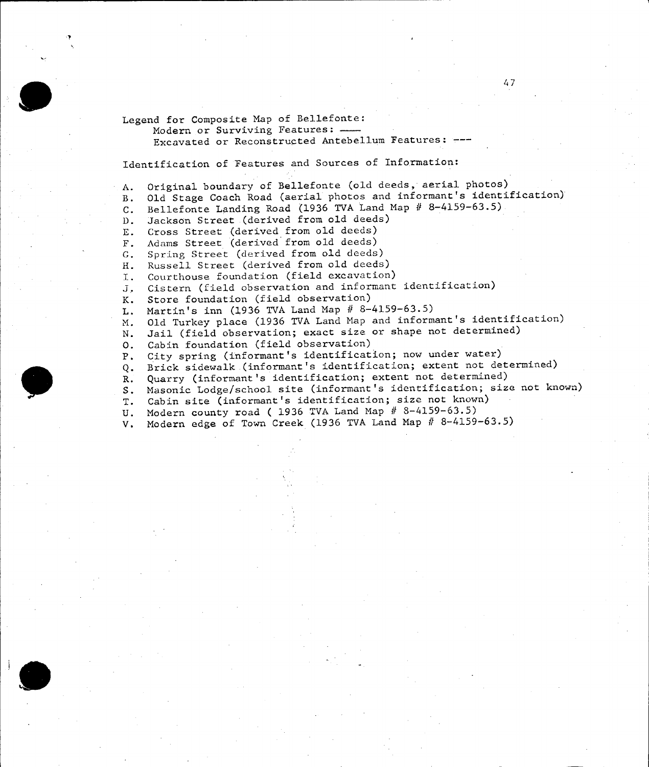Legend for Composite Map of Bellefonte:

Modern or Surviving Features: ——

Excavated or Reconstructed Antebellum Features: ---

Identification of Features and Sources of Information:

A. Original boundary of Bellefonte (old deeds, aerial photos)
B. Old Stage Coach Road (aerial photos and informant's identification)
C. Bellefonte Landing Road (1936 TVA Land Map # 8-4159-63.5)
D. Jackson Street (derived from old deeds)
E. Cross Street (derived from old deeds)
F. Adams Street (derived from old deeds)
G. Spring Street (derived from old deeds)
H. Russell Street (derived from old deeds)
I. Courthouse foundation (field excavation)
J. Cistern (field observation and informant identification)
K. Store foundation (field observation)
L. Martin's inn (1936 TVA Land Map # 8-4159-63.5)
M. Old Turkey place (1936 TVA Land Map and informant's identification)
N. Jail (field observation; exact size or shape not determined)
O. Cabin foundation (field observation)
P. City spring (informant's identification; now under water)
Q. Brick sidewalk (informant's identification; extent not determined)
R. Quarry (informant's identification; extent not determined)
S. Masonic Lodge/school site (informant's identification; size not known)
T. Cabin site (informant's identification; size not known)
U. Modern county road ( 1936 TVA Land Map # 8-4159-63.5)
V. Modern edge of Town Creek (1936 TVA Land Map # 8-4159-63.5)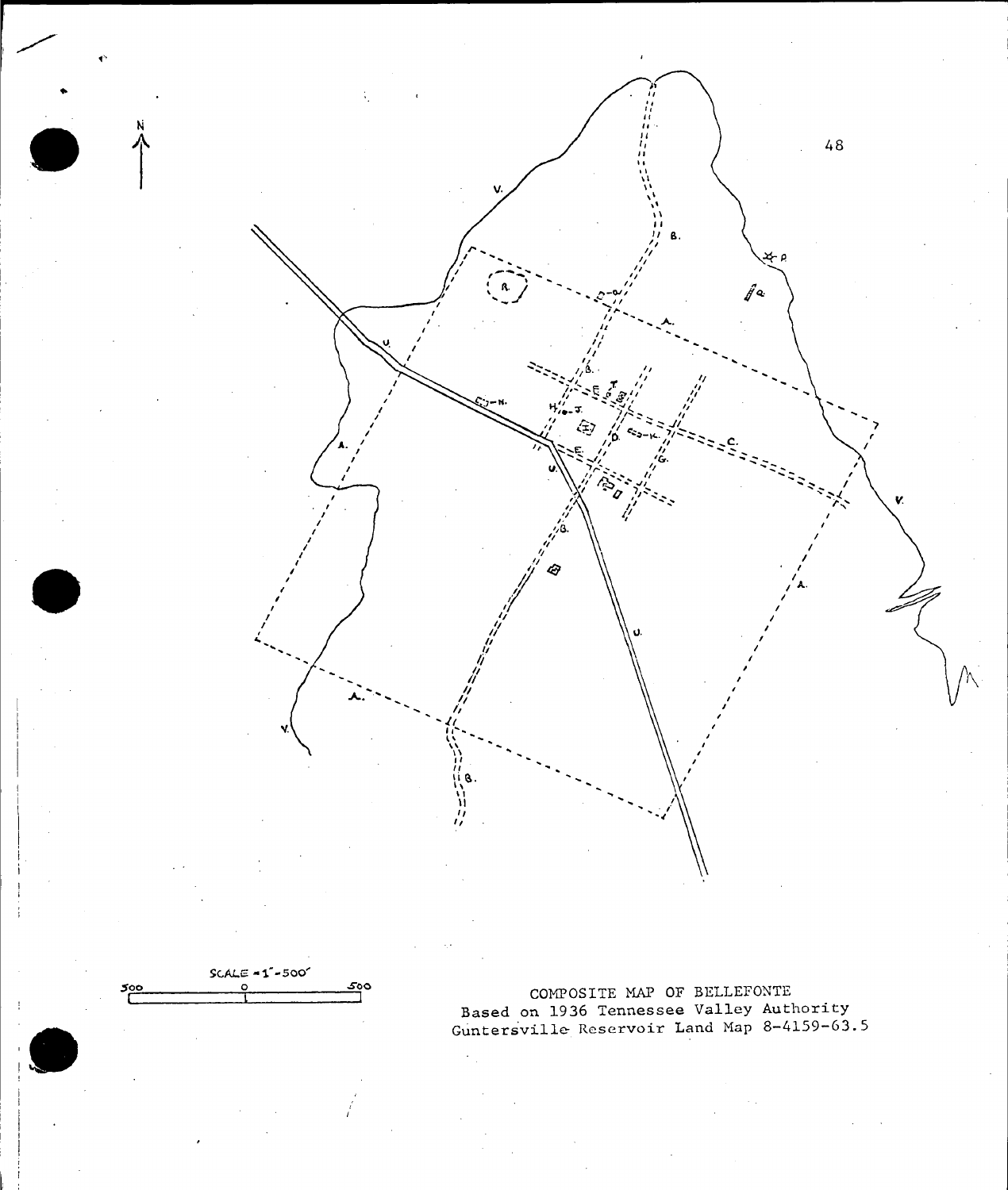N

SCALE = 1" = 500'

500 0 500

COMPOSITE MAP OF BELLEFONTE
Based on 1936 Tennessee Valley Authority
Guntersville Reservoir Land Map 8-4159-63.5